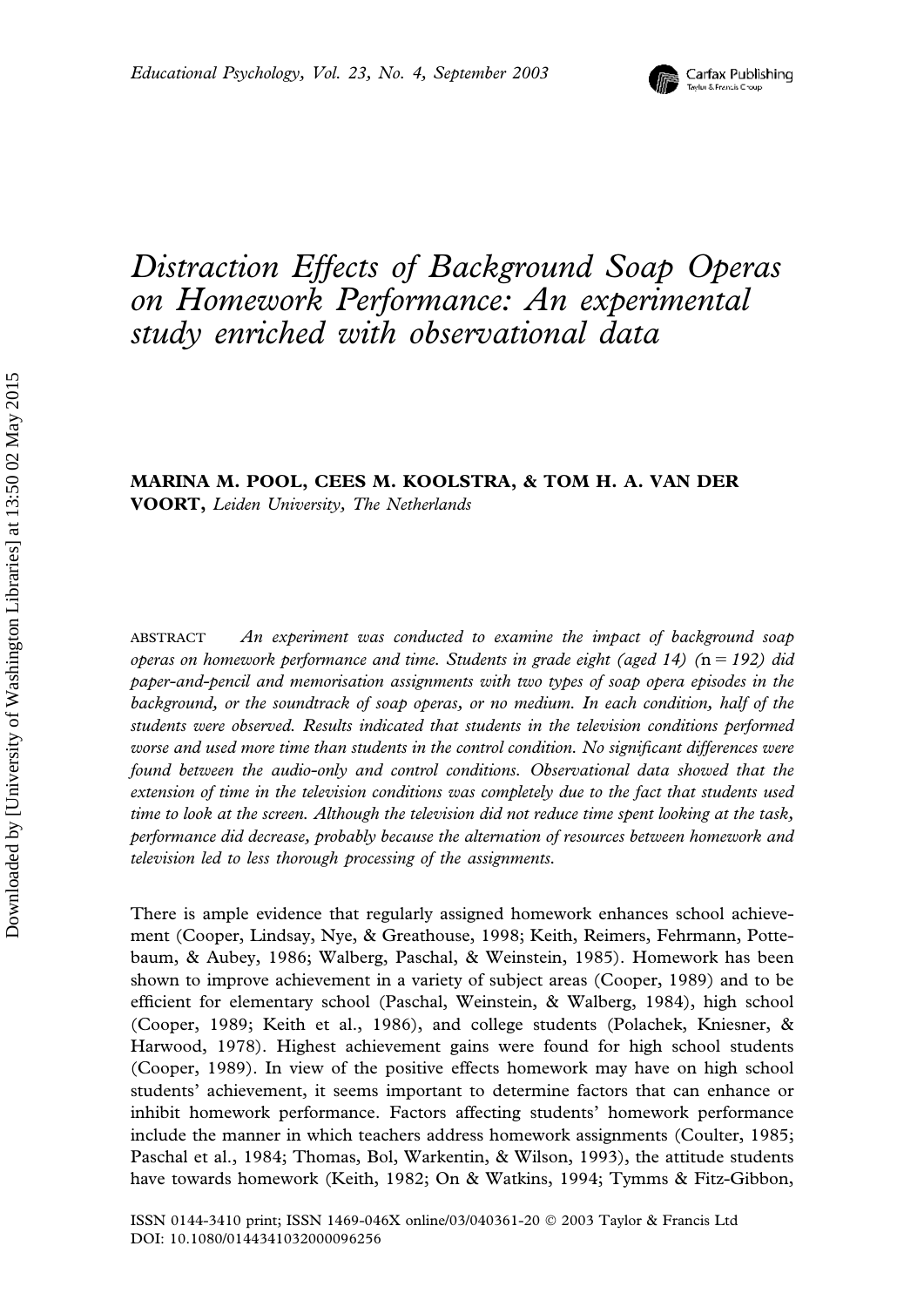# *Distraction Effects of Background Soap Operas on Homework Performance: An experimental study enriched with observational data*

**MARINA M. POOL, CEES M. KOOLSTRA, & TOM H. A. VAN DER VOORT,** *Leiden University, The Netherlands*

ABSTRACT *An experiment was conducted to examine the impact of background soap operas on homework performance and time. Students in grade eight (aged 14) (*n *= 192) did paper-and-pencil and memorisation assignments with two types of soap opera episodes in the background, or the soundtrack of soap operas, or no medium. In each condition, half of the students were observed. Results indicated that students in the television conditions performed worse and used more time than students in the control condition. No significant differences were found between the audio-only and control conditions. Observational data showed that the extension of time in the television conditions was completely due to the fact that students used time to look at the screen. Although the television did not reduce time spent looking at the task, performance did decrease, probably because the alternation of resources between homework and television led to less thorough processing of the assignments.*

There is ample evidence that regularly assigned homework enhances school achievement (Cooper, Lindsay, Nye, & Greathouse, 1998; Keith, Reimers, Fehrmann, Pottebaum, & Aubey, 1986; Walberg, Paschal, & Weinstein, 1985). Homework has been shown to improve achievement in a variety of subject areas (Cooper, 1989) and to be efficient for elementary school (Paschal, Weinstein, & Walberg, 1984), high school (Cooper, 1989; Keith et al., 1986), and college students (Polachek, Kniesner, & Harwood, 1978). Highest achievement gains were found for high school students (Cooper, 1989). In view of the positive effects homework may have on high school students' achievement, it seems important to determine factors that can enhance or inhibit homework performance. Factors affecting students' homework performance include the manner in which teachers address homework assignments (Coulter, 1985; Paschal et al., 1984; Thomas, Bol, Warkentin, & Wilson, 1993), the attitude students have towards homework (Keith, 1982; On & Watkins, 1994; Tymms & Fitz-Gibbon,

ISSN 0144-3410 print; ISSN 1469-046X online/03/040361-20 © 2003 Taylor & Francis Ltd
DOI: 10.1080/0144341032000096256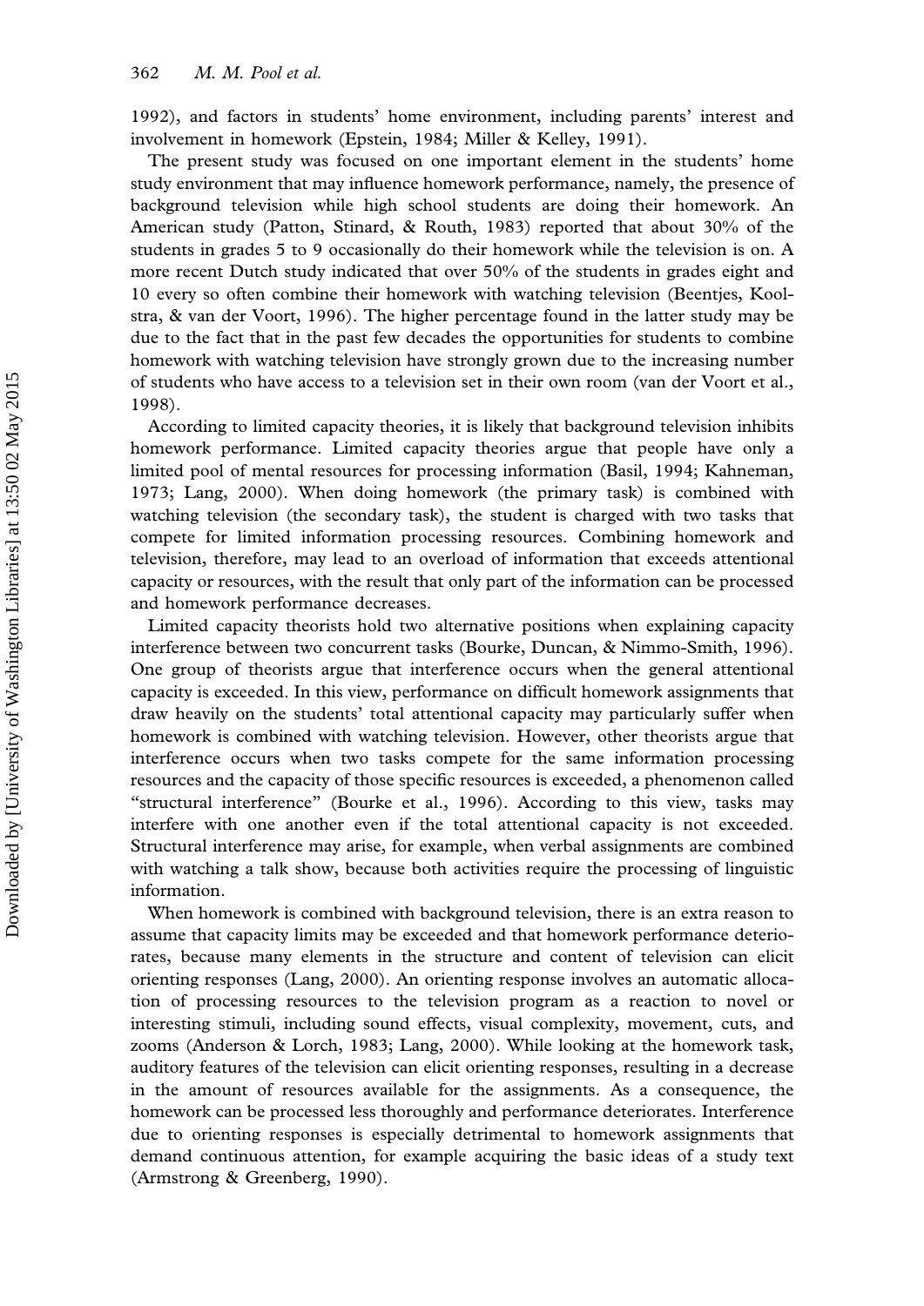1992), and factors in students' home environment, including parents' interest and involvement in homework (Epstein, 1984; Miller & Kelley, 1991).

The present study was focused on one important element in the students' home study environment that may influence homework performance, namely, the presence of background television while high school students are doing their homework. An American study (Patton, Stinard, & Routh, 1983) reported that about 30% of the students in grades 5 to 9 occasionally do their homework while the television is on. A more recent Dutch study indicated that over 50% of the students in grades eight and 10 every so often combine their homework with watching television (Beentjes, Koolstra, & van der Voort, 1996). The higher percentage found in the latter study may be due to the fact that in the past few decades the opportunities for students to combine homework with watching television have strongly grown due to the increasing number of students who have access to a television set in their own room (van der Voort et al., 1998).

According to limited capacity theories, it is likely that background television inhibits homework performance. Limited capacity theories argue that people have only a limited pool of mental resources for processing information (Basil, 1994; Kahneman, 1973; Lang, 2000). When doing homework (the primary task) is combined with watching television (the secondary task), the student is charged with two tasks that compete for limited information processing resources. Combining homework and television, therefore, may lead to an overload of information that exceeds attentional capacity or resources, with the result that only part of the information can be processed and homework performance decreases.

Limited capacity theorists hold two alternative positions when explaining capacity interference between two concurrent tasks (Bourke, Duncan, & Nimmo-Smith, 1996). One group of theorists argue that interference occurs when the general attentional capacity is exceeded. In this view, performance on difficult homework assignments that draw heavily on the students' total attentional capacity may particularly suffer when homework is combined with watching television. However, other theorists argue that interference occurs when two tasks compete for the same information processing resources and the capacity of those specific resources is exceeded, a phenomenon called "structural interference" (Bourke et al., 1996). According to this view, tasks may interfere with one another even if the total attentional capacity is not exceeded. Structural interference may arise, for example, when verbal assignments are combined with watching a talk show, because both activities require the processing of linguistic information.

When homework is combined with background television, there is an extra reason to assume that capacity limits may be exceeded and that homework performance deteriorates, because many elements in the structure and content of television can elicit orienting responses (Lang, 2000). An orienting response involves an automatic allocation of processing resources to the television program as a reaction to novel or interesting stimuli, including sound effects, visual complexity, movement, cuts, and zooms (Anderson & Lorch, 1983; Lang, 2000). While looking at the homework task, auditory features of the television can elicit orienting responses, resulting in a decrease in the amount of resources available for the assignments. As a consequence, the homework can be processed less thoroughly and performance deteriorates. Interference due to orienting responses is especially detrimental to homework assignments that demand continuous attention, for example acquiring the basic ideas of a study text (Armstrong & Greenberg, 1990).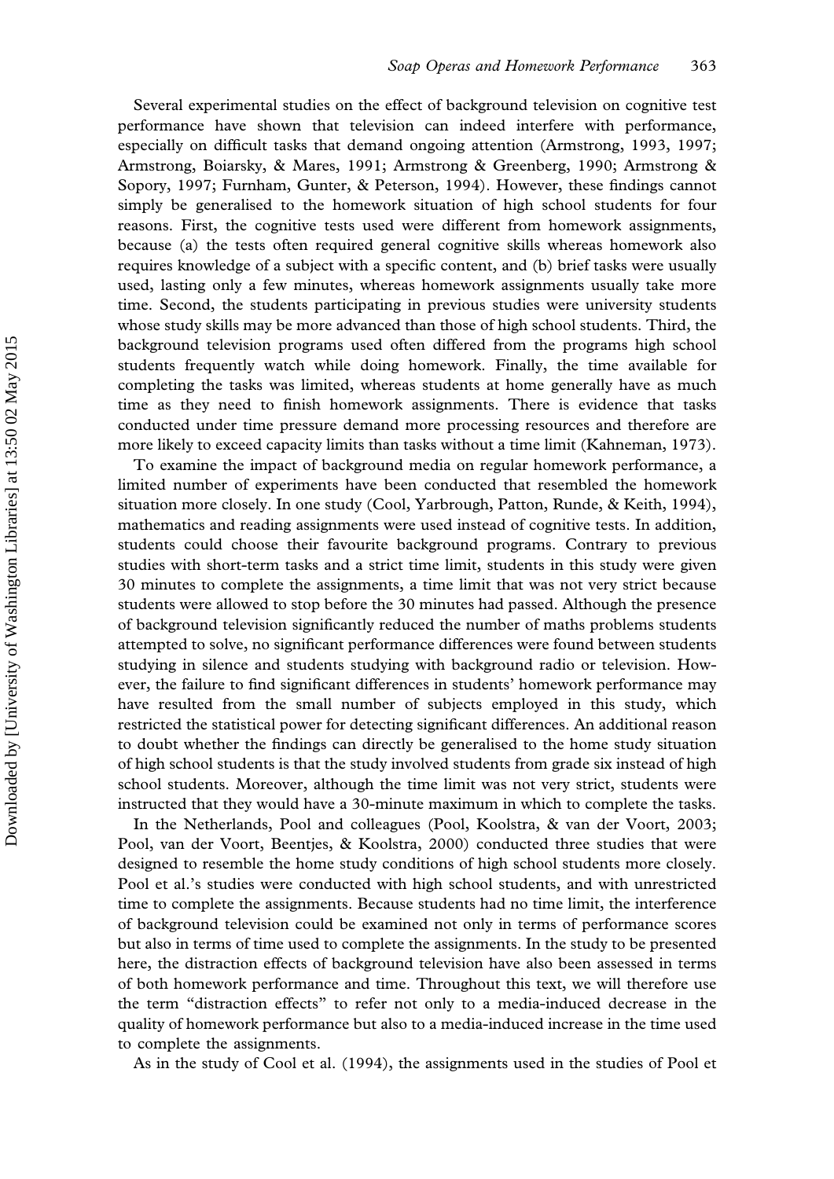Several experimental studies on the effect of background television on cognitive test performance have shown that television can indeed interfere with performance, especially on difficult tasks that demand ongoing attention (Armstrong, 1993, 1997; Armstrong, Boiarsky, & Mares, 1991; Armstrong & Greenberg, 1990; Armstrong & Sopory, 1997; Furnham, Gunter, & Peterson, 1994). However, these findings cannot simply be generalised to the homework situation of high school students for four reasons. First, the cognitive tests used were different from homework assignments, because (a) the tests often required general cognitive skills whereas homework also requires knowledge of a subject with a specific content, and (b) brief tasks were usually used, lasting only a few minutes, whereas homework assignments usually take more time. Second, the students participating in previous studies were university students whose study skills may be more advanced than those of high school students. Third, the background television programs used often differed from the programs high school students frequently watch while doing homework. Finally, the time available for completing the tasks was limited, whereas students at home generally have as much time as they need to finish homework assignments. There is evidence that tasks conducted under time pressure demand more processing resources and therefore are more likely to exceed capacity limits than tasks without a time limit (Kahneman, 1973).

To examine the impact of background media on regular homework performance, a limited number of experiments have been conducted that resembled the homework situation more closely. In one study (Cool, Yarbrough, Patton, Runde, & Keith, 1994), mathematics and reading assignments were used instead of cognitive tests. In addition, students could choose their favourite background programs. Contrary to previous studies with short-term tasks and a strict time limit, students in this study were given 30 minutes to complete the assignments, a time limit that was not very strict because students were allowed to stop before the 30 minutes had passed. Although the presence of background television significantly reduced the number of maths problems students attempted to solve, no significant performance differences were found between students studying in silence and students studying with background radio or television. However, the failure to find significant differences in students' homework performance may have resulted from the small number of subjects employed in this study, which restricted the statistical power for detecting significant differences. An additional reason to doubt whether the findings can directly be generalised to the home study situation of high school students is that the study involved students from grade six instead of high school students. Moreover, although the time limit was not very strict, students were instructed that they would have a 30-minute maximum in which to complete the tasks.

In the Netherlands, Pool and colleagues (Pool, Koolstra, & van der Voort, 2003; Pool, van der Voort, Beentjes, & Koolstra, 2000) conducted three studies that were designed to resemble the home study conditions of high school students more closely. Pool et al.'s studies were conducted with high school students, and with unrestricted time to complete the assignments. Because students had no time limit, the interference of background television could be examined not only in terms of performance scores but also in terms of time used to complete the assignments. In the study to be presented here, the distraction effects of background television have also been assessed in terms of both homework performance and time. Throughout this text, we will therefore use the term "distraction effects" to refer not only to a media-induced decrease in the quality of homework performance but also to a media-induced increase in the time used to complete the assignments.

As in the study of Cool et al. (1994), the assignments used in the studies of Pool et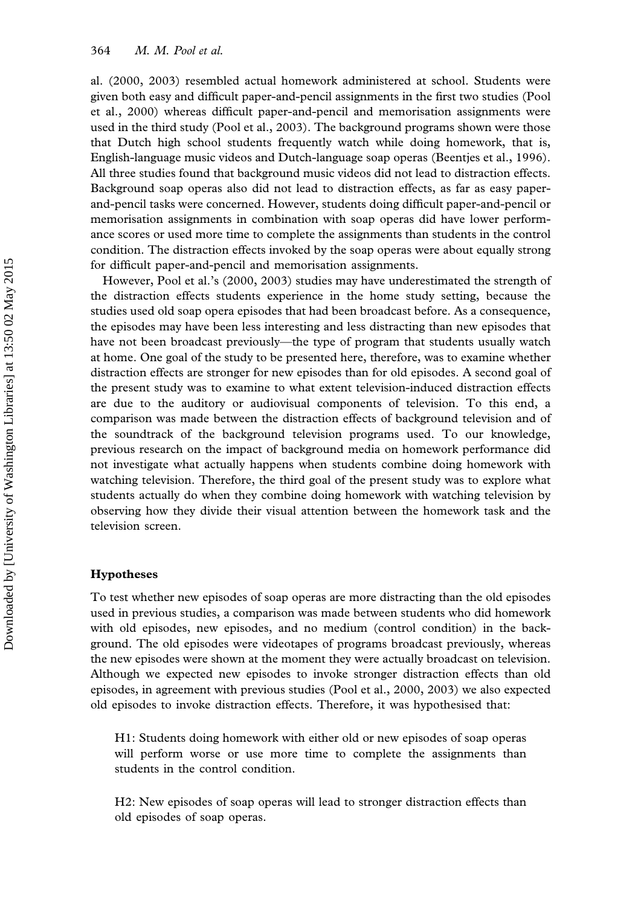al. (2000, 2003) resembled actual homework administered at school. Students were given both easy and difficult paper-and-pencil assignments in the first two studies (Pool et al., 2000) whereas difficult paper-and-pencil and memorisation assignments were used in the third study (Pool et al., 2003). The background programs shown were those that Dutch high school students frequently watch while doing homework, that is, English-language music videos and Dutch-language soap operas (Beentjes et al., 1996). All three studies found that background music videos did not lead to distraction effects. Background soap operas also did not lead to distraction effects, as far as easy paper-and-pencil tasks were concerned. However, students doing difficult paper-and-pencil or memorisation assignments in combination with soap operas did have lower performance scores or used more time to complete the assignments than students in the control condition. The distraction effects invoked by the soap operas were about equally strong for difficult paper-and-pencil and memorisation assignments.

However, Pool et al.'s (2000, 2003) studies may have underestimated the strength of the distraction effects students experience in the home study setting, because the studies used old soap opera episodes that had been broadcast before. As a consequence, the episodes may have been less interesting and less distracting than new episodes that have not been broadcast previously—the type of program that students usually watch at home. One goal of the study to be presented here, therefore, was to examine whether distraction effects are stronger for new episodes than for old episodes. A second goal of the present study was to examine to what extent television-induced distraction effects are due to the auditory or audiovisual components of television. To this end, a comparison was made between the distraction effects of background television and of the soundtrack of the background television programs used. To our knowledge, previous research on the impact of background media on homework performance did not investigate what actually happens when students combine doing homework with watching television. Therefore, the third goal of the present study was to explore what students actually do when they combine doing homework with watching television by observing how they divide their visual attention between the homework task and the television screen.

### Hypotheses

To test whether new episodes of soap operas are more distracting than the old episodes used in previous studies, a comparison was made between students who did homework with old episodes, new episodes, and no medium (control condition) in the background. The old episodes were videotapes of programs broadcast previously, whereas the new episodes were shown at the moment they were actually broadcast on television. Although we expected new episodes to invoke stronger distraction effects than old episodes, in agreement with previous studies (Pool et al., 2000, 2003) we also expected old episodes to invoke distraction effects. Therefore, it was hypothesised that:

> H1: Students doing homework with either old or new episodes of soap operas will perform worse or use more time to complete the assignments than students in the control condition.

> H2: New episodes of soap operas will lead to stronger distraction effects than old episodes of soap operas.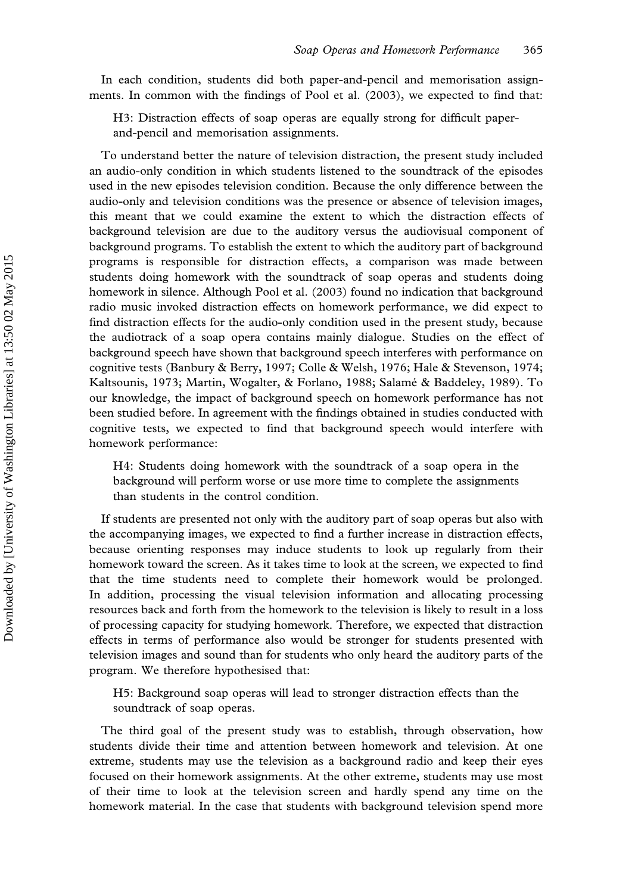In each condition, students did both paper-and-pencil and memorisation assignments. In common with the findings of Pool et al. (2003), we expected to find that:

> H3: Distraction effects of soap operas are equally strong for difficult paper-and-pencil and memorisation assignments.

To understand better the nature of television distraction, the present study included an audio-only condition in which students listened to the soundtrack of the episodes used in the new episodes television condition. Because the only difference between the audio-only and television conditions was the presence or absence of television images, this meant that we could examine the extent to which the distraction effects of background television are due to the auditory versus the audiovisual component of background programs. To establish the extent to which the auditory part of background programs is responsible for distraction effects, a comparison was made between students doing homework with the soundtrack of soap operas and students doing homework in silence. Although Pool et al. (2003) found no indication that background radio music invoked distraction effects on homework performance, we did expect to find distraction effects for the audio-only condition used in the present study, because the audiotrack of a soap opera contains mainly dialogue. Studies on the effect of background speech have shown that background speech interferes with performance on cognitive tests (Banbury & Berry, 1997; Colle & Welsh, 1976; Hale & Stevenson, 1974; Kaltsounis, 1973; Martin, Wogalter, & Forlano, 1988; Salamé & Baddeley, 1989). To our knowledge, the impact of background speech on homework performance has not been studied before. In agreement with the findings obtained in studies conducted with cognitive tests, we expected to find that background speech would interfere with homework performance:

> H4: Students doing homework with the soundtrack of a soap opera in the background will perform worse or use more time to complete the assignments than students in the control condition.

If students are presented not only with the auditory part of soap operas but also with the accompanying images, we expected to find a further increase in distraction effects, because orienting responses may induce students to look up regularly from their homework toward the screen. As it takes time to look at the screen, we expected to find that the time students need to complete their homework would be prolonged. In addition, processing the visual television information and allocating processing resources back and forth from the homework to the television is likely to result in a loss of processing capacity for studying homework. Therefore, we expected that distraction effects in terms of performance also would be stronger for students presented with television images and sound than for students who only heard the auditory parts of the program. We therefore hypothesised that:

> H5: Background soap operas will lead to stronger distraction effects than the soundtrack of soap operas.

The third goal of the present study was to establish, through observation, how students divide their time and attention between homework and television. At one extreme, students may use the television as a background radio and keep their eyes focused on their homework assignments. At the other extreme, students may use most of their time to look at the television screen and hardly spend any time on the homework material. In the case that students with background television spend more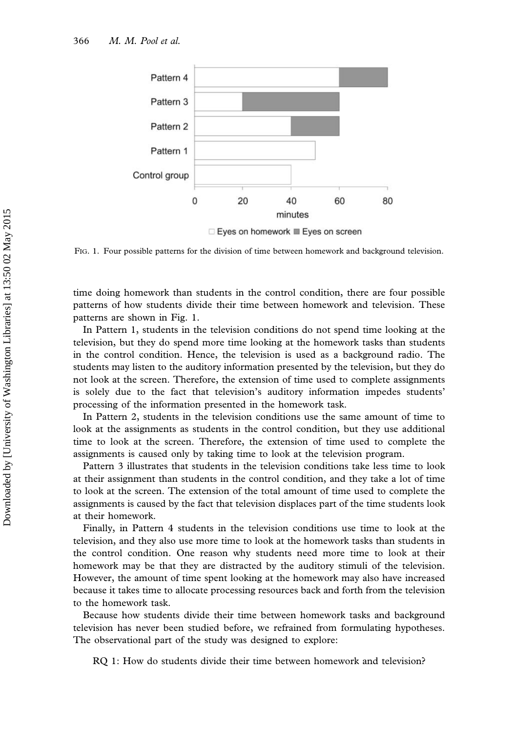FIG. 1. Four possible patterns for the division of time between homework and background television.

time doing homework than students in the control condition, there are four possible patterns of how students divide their time between homework and television. These patterns are shown in Fig. 1.

In Pattern 1, students in the television conditions do not spend time looking at the television, but they do spend more time looking at the homework tasks than students in the control condition. Hence, the television is used as a background radio. The students may listen to the auditory information presented by the television, but they do not look at the screen. Therefore, the extension of time used to complete assignments is solely due to the fact that television's auditory information impedes students' processing of the information presented in the homework task.

In Pattern 2, students in the television conditions use the same amount of time to look at the assignments as students in the control condition, but they use additional time to look at the screen. Therefore, the extension of time used to complete the assignments is caused only by taking time to look at the television program.

Pattern 3 illustrates that students in the television conditions take less time to look at their assignment than students in the control condition, and they take a lot of time to look at the screen. The extension of the total amount of time used to complete the assignments is caused by the fact that television displaces part of the time students look at their homework.

Finally, in Pattern 4 students in the television conditions use time to look at the television, and they also use more time to look at the homework tasks than students in the control condition. One reason why students need more time to look at their homework may be that they are distracted by the auditory stimuli of the television. However, the amount of time spent looking at the homework may also have increased because it takes time to allocate processing resources back and forth from the television to the homework task.

Because how students divide their time between homework tasks and background television has never been studied before, we refrained from formulating hypotheses. The observational part of the study was designed to explore:

RQ 1: How do students divide their time between homework and television?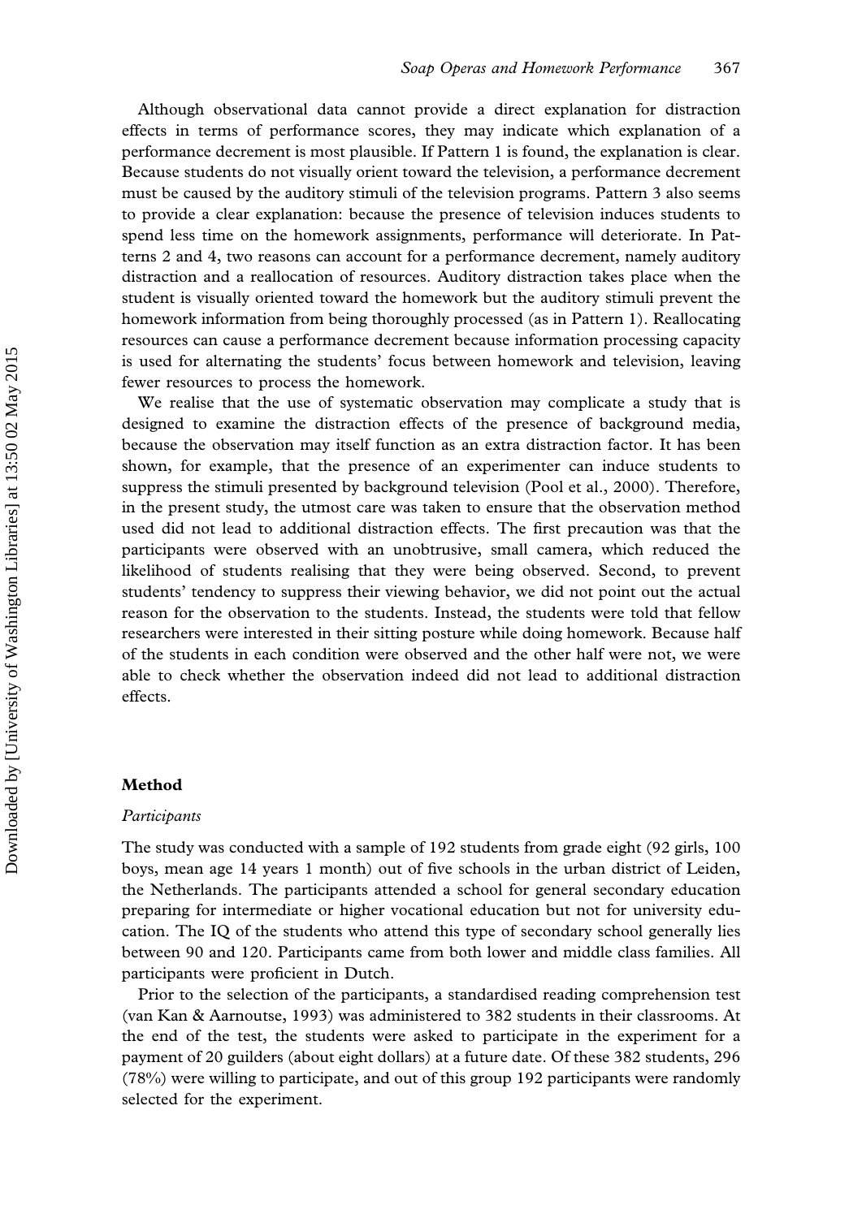Although observational data cannot provide a direct explanation for distraction effects in terms of performance scores, they may indicate which explanation of a performance decrement is most plausible. If Pattern 1 is found, the explanation is clear. Because students do not visually orient toward the television, a performance decrement must be caused by the auditory stimuli of the television programs. Pattern 3 also seems to provide a clear explanation: because the presence of television induces students to spend less time on the homework assignments, performance will deteriorate. In Patterns 2 and 4, two reasons can account for a performance decrement, namely auditory distraction and a reallocation of resources. Auditory distraction takes place when the student is visually oriented toward the homework but the auditory stimuli prevent the homework information from being thoroughly processed (as in Pattern 1). Reallocating resources can cause a performance decrement because information processing capacity is used for alternating the students' focus between homework and television, leaving fewer resources to process the homework.

We realise that the use of systematic observation may complicate a study that is designed to examine the distraction effects of the presence of background media, because the observation may itself function as an extra distraction factor. It has been shown, for example, that the presence of an experimenter can induce students to suppress the stimuli presented by background television (Pool et al., 2000). Therefore, in the present study, the utmost care was taken to ensure that the observation method used did not lead to additional distraction effects. The first precaution was that the participants were observed with an unobtrusive, small camera, which reduced the likelihood of students realising that they were being observed. Second, to prevent students' tendency to suppress their viewing behavior, we did not point out the actual reason for the observation to the students. Instead, the students were told that fellow researchers were interested in their sitting posture while doing homework. Because half of the students in each condition were observed and the other half were not, we were able to check whether the observation indeed did not lead to additional distraction effects.

## Method

### *Participants*

The study was conducted with a sample of 192 students from grade eight (92 girls, 100 boys, mean age 14 years 1 month) out of five schools in the urban district of Leiden, the Netherlands. The participants attended a school for general secondary education preparing for intermediate or higher vocational education but not for university education. The IQ of the students who attend this type of secondary school generally lies between 90 and 120. Participants came from both lower and middle class families. All participants were proficient in Dutch.

Prior to the selection of the participants, a standardised reading comprehension test (van Kan & Aarnoutse, 1993) was administered to 382 students in their classrooms. At the end of the test, the students were asked to participate in the experiment for a payment of 20 guilders (about eight dollars) at a future date. Of these 382 students, 296 (78%) were willing to participate, and out of this group 192 participants were randomly selected for the experiment.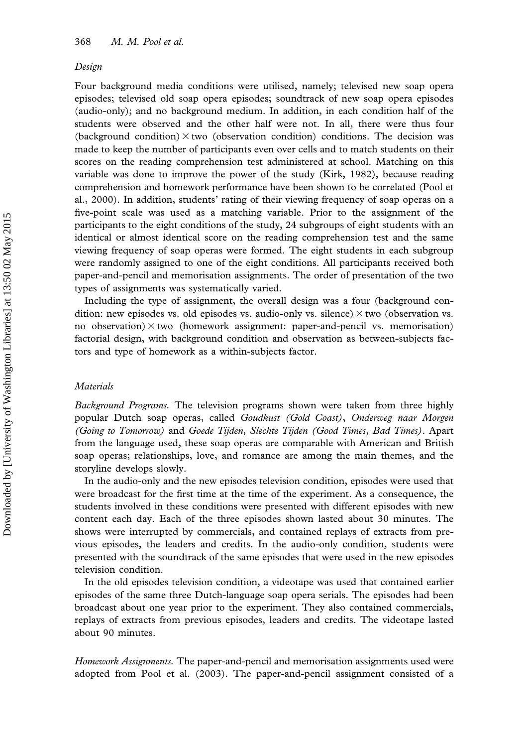### *Design*

Four background media conditions were utilised, namely; televised new soap opera episodes; televised old soap opera episodes; soundtrack of new soap opera episodes (audio-only); and no background medium. In addition, in each condition half of the students were observed and the other half were not. In all, there were thus four (background condition) × two (observation condition) conditions. The decision was made to keep the number of participants even over cells and to match students on their scores on the reading comprehension test administered at school. Matching on this variable was done to improve the power of the study (Kirk, 1982), because reading comprehension and homework performance have been shown to be correlated (Pool et al., 2000). In addition, students' rating of their viewing frequency of soap operas on a five-point scale was used as a matching variable. Prior to the assignment of the participants to the eight conditions of the study, 24 subgroups of eight students with an identical or almost identical score on the reading comprehension test and the same viewing frequency of soap operas were formed. The eight students in each subgroup were randomly assigned to one of the eight conditions. All participants received both paper-and-pencil and memorisation assignments. The order of presentation of the two types of assignments was systematically varied.

Including the type of assignment, the overall design was a four (background condition: new episodes vs. old episodes vs. audio-only vs. silence) × two (observation vs. no observation) × two (homework assignment: paper-and-pencil vs. memorisation) factorial design, with background condition and observation as between-subjects factors and type of homework as a within-subjects factor.

### *Materials*

*Background Programs.* The television programs shown were taken from three highly popular Dutch soap operas, called *Goudkust (Gold Coast)*, *Onderweg naar Morgen (Going to Tomorrow)* and *Goede Tijden, Slechte Tijden (Good Times, Bad Times)*. Apart from the language used, these soap operas are comparable with American and British soap operas; relationships, love, and romance are among the main themes, and the storyline develops slowly.

In the audio-only and the new episodes television condition, episodes were used that were broadcast for the first time at the time of the experiment. As a consequence, the students involved in these conditions were presented with different episodes with new content each day. Each of the three episodes shown lasted about 30 minutes. The shows were interrupted by commercials, and contained replays of extracts from previous episodes, the leaders and credits. In the audio-only condition, students were presented with the soundtrack of the same episodes that were used in the new episodes television condition.

In the old episodes television condition, a videotape was used that contained earlier episodes of the same three Dutch-language soap opera serials. The episodes had been broadcast about one year prior to the experiment. They also contained commercials, replays of extracts from previous episodes, leaders and credits. The videotape lasted about 90 minutes.

*Homework Assignments.* The paper-and-pencil and memorisation assignments used were adopted from Pool et al. (2003). The paper-and-pencil assignment consisted of a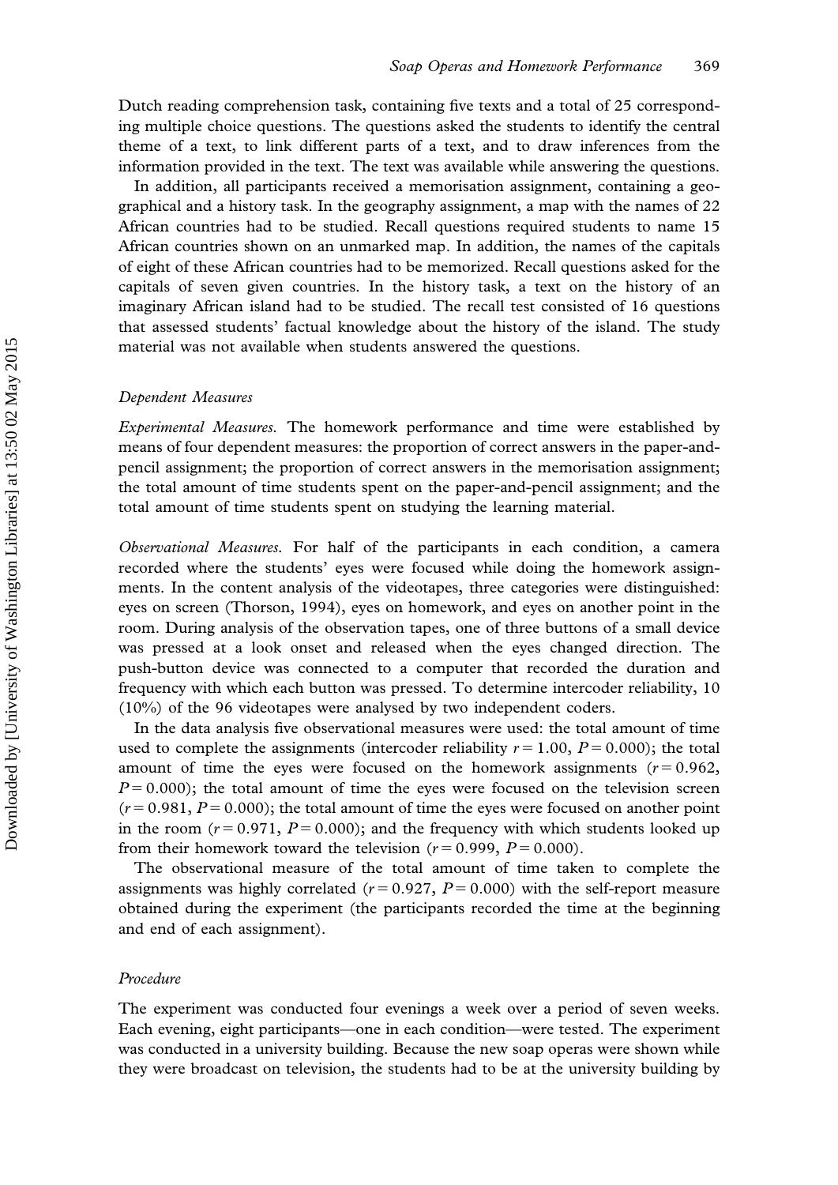Dutch reading comprehension task, containing five texts and a total of 25 corresponding multiple choice questions. The questions asked the students to identify the central theme of a text, to link different parts of a text, and to draw inferences from the information provided in the text. The text was available while answering the questions.

In addition, all participants received a memorisation assignment, containing a geographical and a history task. In the geography assignment, a map with the names of 22 African countries had to be studied. Recall questions required students to name 15 African countries shown on an unmarked map. In addition, the names of the capitals of eight of these African countries had to be memorized. Recall questions asked for the capitals of seven given countries. In the history task, a text on the history of an imaginary African island had to be studied. The recall test consisted of 16 questions that assessed students' factual knowledge about the history of the island. The study material was not available when students answered the questions.

### *Dependent Measures*

*Experimental Measures.* The homework performance and time were established by means of four dependent measures: the proportion of correct answers in the paper-and-pencil assignment; the proportion of correct answers in the memorisation assignment; the total amount of time students spent on the paper-and-pencil assignment; and the total amount of time students spent on studying the learning material.

*Observational Measures.* For half of the participants in each condition, a camera recorded where the students' eyes were focused while doing the homework assignments. In the content analysis of the videotapes, three categories were distinguished: eyes on screen (Thorson, 1994), eyes on homework, and eyes on another point in the room. During analysis of the observation tapes, one of three buttons of a small device was pressed at a look onset and released when the eyes changed direction. The push-button device was connected to a computer that recorded the duration and frequency with which each button was pressed. To determine intercoder reliability, 10 (10%) of the 96 videotapes were analysed by two independent coders.

In the data analysis five observational measures were used: the total amount of time used to complete the assignments (intercoder reliability $r = 1.00$, $P = 0.000$); the total amount of time the eyes were focused on the homework assignments ($r = 0.962$, $P = 0.000$); the total amount of time the eyes were focused on the television screen ($r = 0.981$, $P = 0.000$); the total amount of time the eyes were focused on another point in the room ($r = 0.971$, $P = 0.000$); and the frequency with which students looked up from their homework toward the television ($r = 0.999$, $P = 0.000$).

The observational measure of the total amount of time taken to complete the assignments was highly correlated ($r = 0.927$, $P = 0.000$) with the self-report measure obtained during the experiment (the participants recorded the time at the beginning and end of each assignment).

### *Procedure*

The experiment was conducted four evenings a week over a period of seven weeks. Each evening, eight participants—one in each condition—were tested. The experiment was conducted in a university building. Because the new soap operas were shown while they were broadcast on television, the students had to be at the university building by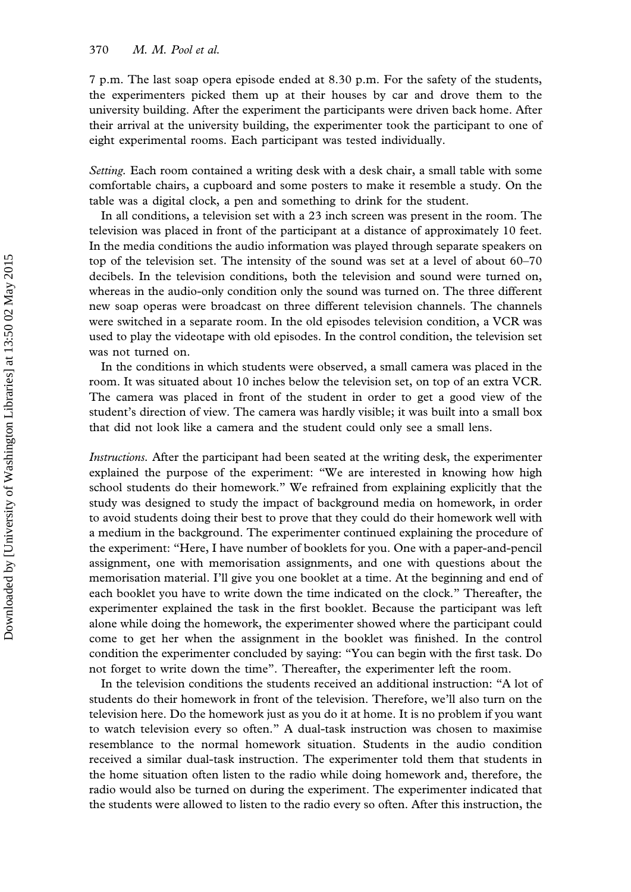7 p.m. The last soap opera episode ended at 8.30 p.m. For the safety of the students, the experimenters picked them up at their houses by car and drove them to the university building. After the experiment the participants were driven back home. After their arrival at the university building, the experimenter took the participant to one of eight experimental rooms. Each participant was tested individually.

*Setting.* Each room contained a writing desk with a desk chair, a small table with some comfortable chairs, a cupboard and some posters to make it resemble a study. On the table was a digital clock, a pen and something to drink for the student.

In all conditions, a television set with a 23 inch screen was present in the room. The television was placed in front of the participant at a distance of approximately 10 feet. In the media conditions the audio information was played through separate speakers on top of the television set. The intensity of the sound was set at a level of about 60–70 decibels. In the television conditions, both the television and sound were turned on, whereas in the audio-only condition only the sound was turned on. The three different new soap operas were broadcast on three different television channels. The channels were switched in a separate room. In the old episodes television condition, a VCR was used to play the videotape with old episodes. In the control condition, the television set was not turned on.

In the conditions in which students were observed, a small camera was placed in the room. It was situated about 10 inches below the television set, on top of an extra VCR. The camera was placed in front of the student in order to get a good view of the student's direction of view. The camera was hardly visible; it was built into a small box that did not look like a camera and the student could only see a small lens.

*Instructions.* After the participant had been seated at the writing desk, the experimenter explained the purpose of the experiment: "We are interested in knowing how high school students do their homework." We refrained from explaining explicitly that the study was designed to study the impact of background media on homework, in order to avoid students doing their best to prove that they could do their homework well with a medium in the background. The experimenter continued explaining the procedure of the experiment: "Here, I have number of booklets for you. One with a paper-and-pencil assignment, one with memorisation assignments, and one with questions about the memorisation material. I'll give you one booklet at a time. At the beginning and end of each booklet you have to write down the time indicated on the clock." Thereafter, the experimenter explained the task in the first booklet. Because the participant was left alone while doing the homework, the experimenter showed where the participant could come to get her when the assignment in the booklet was finished. In the control condition the experimenter concluded by saying: "You can begin with the first task. Do not forget to write down the time". Thereafter, the experimenter left the room.

In the television conditions the students received an additional instruction: "A lot of students do their homework in front of the television. Therefore, we'll also turn on the television here. Do the homework just as you do it at home. It is no problem if you want to watch television every so often." A dual-task instruction was chosen to maximise resemblance to the normal homework situation. Students in the audio condition received a similar dual-task instruction. The experimenter told them that students in the home situation often listen to the radio while doing homework and, therefore, the radio would also be turned on during the experiment. The experimenter indicated that the students were allowed to listen to the radio every so often. After this instruction, the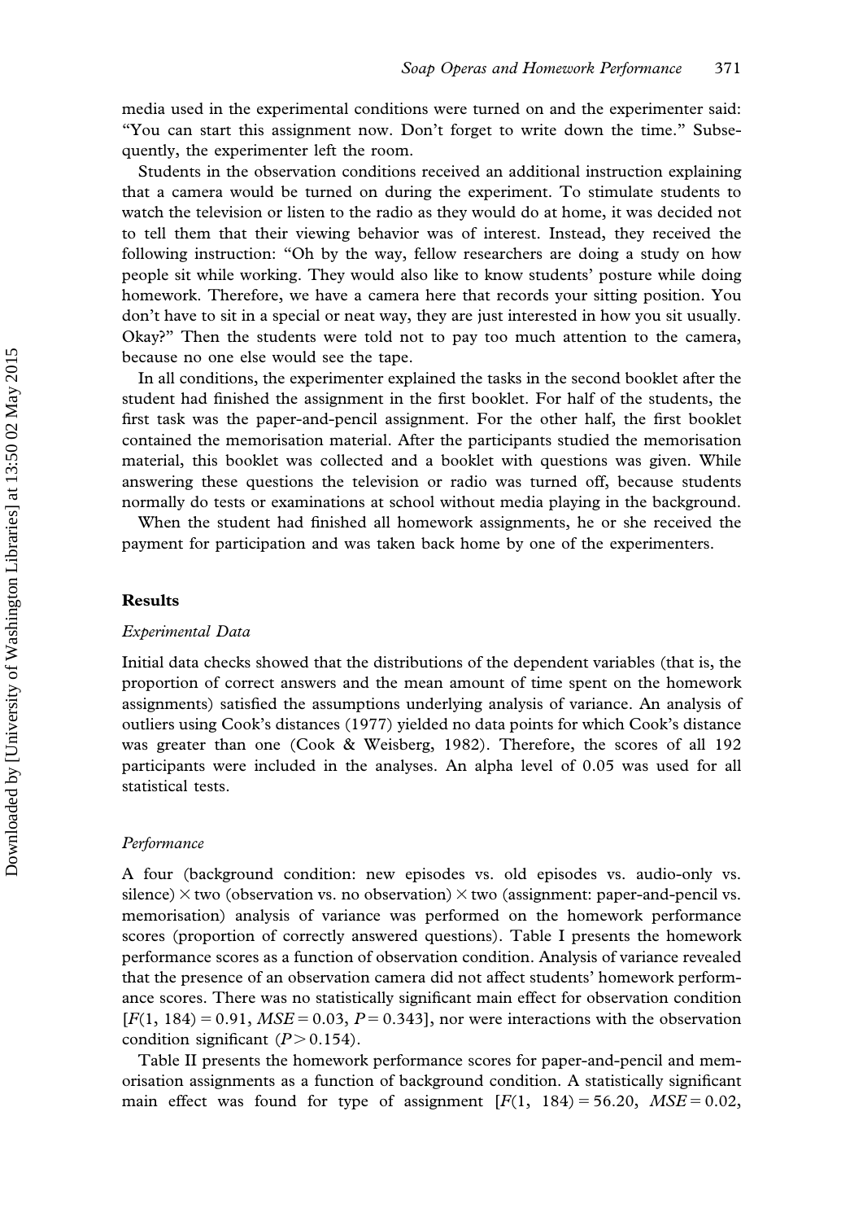media used in the experimental conditions were turned on and the experimenter said: "You can start this assignment now. Don't forget to write down the time." Subsequently, the experimenter left the room.

Students in the observation conditions received an additional instruction explaining that a camera would be turned on during the experiment. To stimulate students to watch the television or listen to the radio as they would do at home, it was decided not to tell them that their viewing behavior was of interest. Instead, they received the following instruction: "Oh by the way, fellow researchers are doing a study on how people sit while working. They would also like to know students' posture while doing homework. Therefore, we have a camera here that records your sitting position. You don't have to sit in a special or neat way, they are just interested in how you sit usually. Okay?" Then the students were told not to pay too much attention to the camera, because no one else would see the tape.

In all conditions, the experimenter explained the tasks in the second booklet after the student had finished the assignment in the first booklet. For half of the students, the first task was the paper-and-pencil assignment. For the other half, the first booklet contained the memorisation material. After the participants studied the memorisation material, this booklet was collected and a booklet with questions was given. While answering these questions the television or radio was turned off, because students normally do tests or examinations at school without media playing in the background.

When the student had finished all homework assignments, he or she received the payment for participation and was taken back home by one of the experimenters.

## Results

### *Experimental Data*

Initial data checks showed that the distributions of the dependent variables (that is, the proportion of correct answers and the mean amount of time spent on the homework assignments) satisfied the assumptions underlying analysis of variance. An analysis of outliers using Cook's distances (1977) yielded no data points for which Cook's distance was greater than one (Cook & Weisberg, 1982). Therefore, the scores of all 192 participants were included in the analyses. An alpha level of 0.05 was used for all statistical tests.

### *Performance*

A four (background condition: new episodes vs. old episodes vs. audio-only vs. silence) × two (observation vs. no observation) × two (assignment: paper-and-pencil vs. memorisation) analysis of variance was performed on the homework performance scores (proportion of correctly answered questions). Table I presents the homework performance scores as a function of observation condition. Analysis of variance revealed that the presence of an observation camera did not affect students' homework performance scores. There was no statistically significant main effect for observation condition [$F(1, 184) = 0.91$, $MSE = 0.03$, $P = 0.343$], nor were interactions with the observation condition significant ($P > 0.154$).

Table II presents the homework performance scores for paper-and-pencil and memorisation assignments as a function of background condition. A statistically significant main effect was found for type of assignment [$F(1, 184) = 56.20$, $MSE = 0.02$,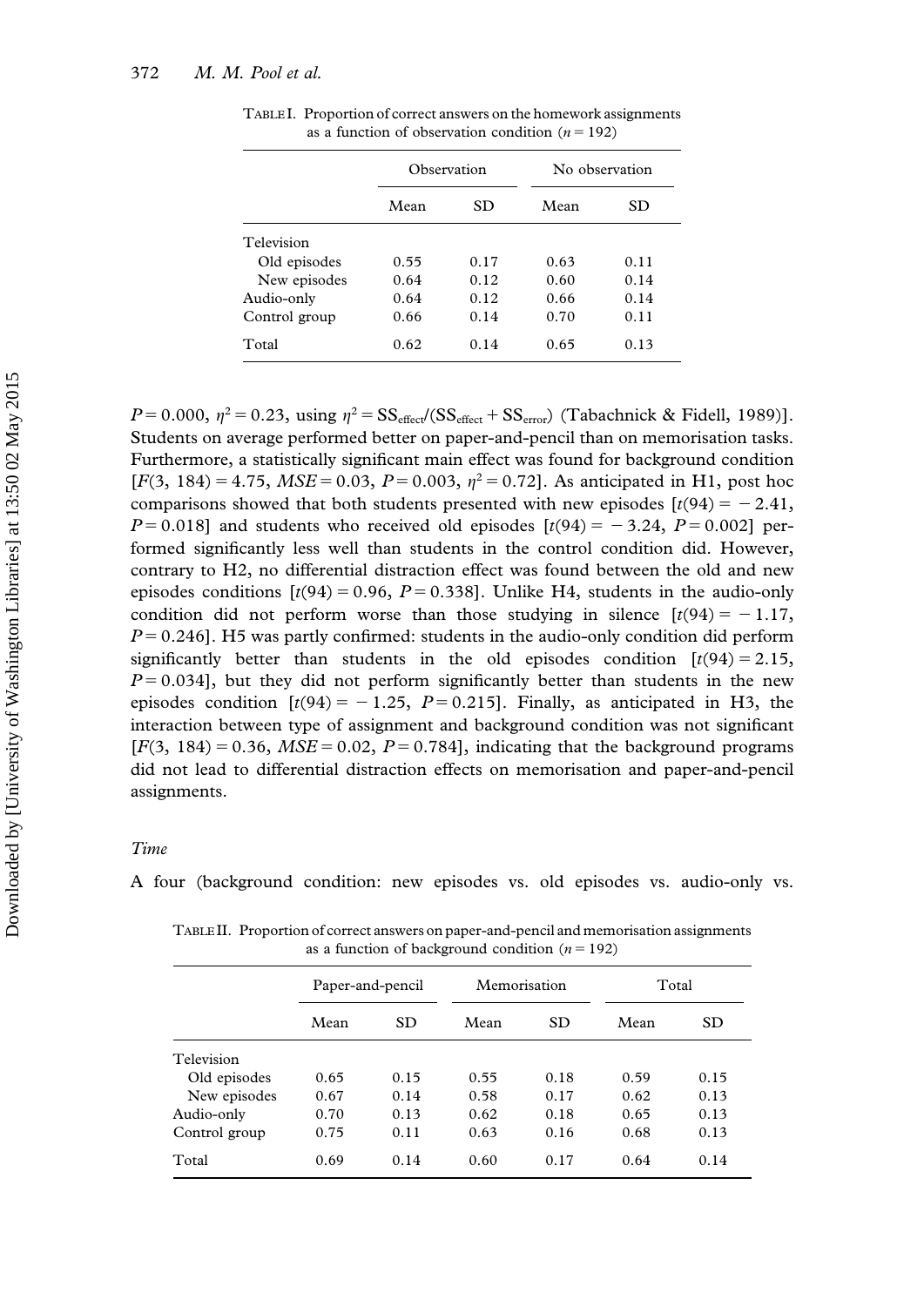TABLE I. Proportion of correct answers on the homework assignments as a function of observation condition ($n = 192$)

| | Observation | | No observation | |
|---|---|---|---|---|
| | Mean | SD | Mean | SD |
| Television | | | | |
| Old episodes | 0.55 | 0.17 | 0.63 | 0.11 |
| New episodes | 0.64 | 0.12 | 0.60 | 0.14 |
| Audio-only | 0.64 | 0.12 | 0.66 | 0.14 |
| Control group | 0.66 | 0.14 | 0.70 | 0.11 |
| Total | 0.62 | 0.14 | 0.65 | 0.13 |

$P = 0.000$, $\eta^2 = 0.23$, using $\eta^2 = SS_{effect}/(SS_{effect} + SS_{error})$ (Tabachnick & Fidell, 1989)]. Students on average performed better on paper-and-pencil than on memorisation tasks. Furthermore, a statistically significant main effect was found for background condition [$F(3, 184) = 4.75$, $MSE = 0.03$, $P = 0.003$, $\eta^2 = 0.72$]. As anticipated in H1, post hoc comparisons showed that both students presented with new episodes [$t(94) = -2.41$, $P = 0.018$] and students who received old episodes [$t(94) = -3.24$, $P = 0.002$] performed significantly less well than students in the control condition did. However, contrary to H2, no differential distraction effect was found between the old and new episodes conditions [$t(94) = 0.96$, $P = 0.338$]. Unlike H4, students in the audio-only condition did not perform worse than those studying in silence [$t(94) = -1.17$, $P = 0.246$]. H5 was partly confirmed: students in the audio-only condition did perform significantly better than students in the old episodes condition [$t(94) = 2.15$, $P = 0.034$], but they did not perform significantly better than students in the new episodes condition [$t(94) = -1.25$, $P = 0.215$]. Finally, as anticipated in H3, the interaction between type of assignment and background condition was not significant [$F(3, 184) = 0.36$, $MSE = 0.02$, $P = 0.784$], indicating that the background programs did not lead to differential distraction effects on memorisation and paper-and-pencil assignments.

### *Time*

A four (background condition: new episodes vs. old episodes vs. audio-only vs.

TABLE II. Proportion of correct answers on paper-and-pencil and memorisation assignments as a function of background condition ($n = 192$)

| | Paper-and-pencil | | Memorisation | | Total | |
|---|---|---|---|---|---|---|
| | Mean | SD | Mean | SD | Mean | SD |
| Television | | | | | | |
| Old episodes | 0.65 | 0.15 | 0.55 | 0.18 | 0.59 | 0.15 |
| New episodes | 0.67 | 0.14 | 0.58 | 0.17 | 0.62 | 0.13 |
| Audio-only | 0.70 | 0.13 | 0.62 | 0.18 | 0.65 | 0.13 |
| Control group | 0.75 | 0.11 | 0.63 | 0.16 | 0.68 | 0.13 |
| Total | 0.69 | 0.14 | 0.60 | 0.17 | 0.64 | 0.14 |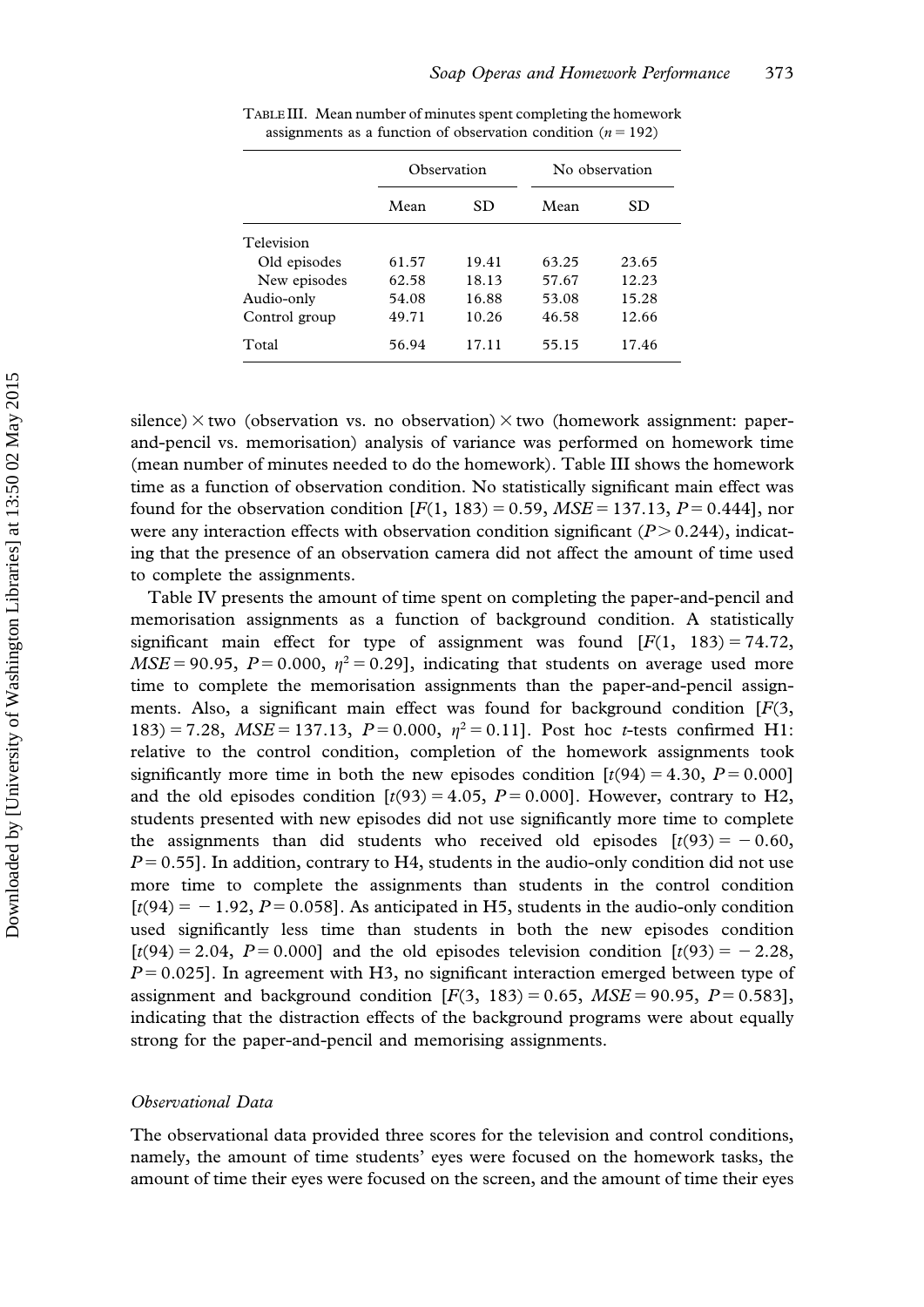TABLE III. Mean number of minutes spent completing the homework assignments as a function of observation condition ($n = 192$)

| | Observation | | No observation | |
|---|---|---|---|---|
| | Mean | SD | Mean | SD |
| Television | | | | |
| Old episodes | 61.57 | 19.41 | 63.25 | 23.65 |
| New episodes | 62.58 | 18.13 | 57.67 | 12.23 |
| Audio-only | 54.08 | 16.88 | 53.08 | 15.28 |
| Control group | 49.71 | 10.26 | 46.58 | 12.66 |
| Total | 56.94 | 17.11 | 55.15 | 17.46 |

silence) × two (observation vs. no observation) × two (homework assignment: paper-and-pencil vs. memorisation) analysis of variance was performed on homework time (mean number of minutes needed to do the homework). Table III shows the homework time as a function of observation condition. No statistically significant main effect was found for the observation condition [$F(1, 183) = 0.59$, $MSE = 137.13$, $P = 0.444$], nor were any interaction effects with observation condition significant ($P > 0.244$), indicating that the presence of an observation camera did not affect the amount of time used to complete the assignments.

Table IV presents the amount of time spent on completing the paper-and-pencil and memorisation assignments as a function of background condition. A statistically significant main effect for type of assignment was found [$F(1, 183) = 74.72$, $MSE = 90.95$, $P = 0.000$, $\eta^2 = 0.29$], indicating that students on average used more time to complete the memorisation assignments than the paper-and-pencil assignments. Also, a significant main effect was found for background condition [$F(3, 183) = 7.28$, $MSE = 137.13$, $P = 0.000$, $\eta^2 = 0.11$]. Post hoc *t*-tests confirmed H1: relative to the control condition, completion of the homework assignments took significantly more time in both the new episodes condition [$t(94) = 4.30$, $P = 0.000$] and the old episodes condition [$t(93) = 4.05$, $P = 0.000$]. However, contrary to H2, students presented with new episodes did not use significantly more time to complete the assignments than did students who received old episodes [$t(93) = -0.60$, $P = 0.55$]. In addition, contrary to H4, students in the audio-only condition did not use more time to complete the assignments than students in the control condition [$t(94) = -1.92$, $P = 0.058$]. As anticipated in H5, students in the audio-only condition used significantly less time than students in both the new episodes condition [$t(94) = 2.04$, $P = 0.000$] and the old episodes television condition [$t(93) = -2.28$, $P = 0.025$]. In agreement with H3, no significant interaction emerged between type of assignment and background condition [$F(3, 183) = 0.65$, $MSE = 90.95$, $P = 0.583$], indicating that the distraction effects of the background programs were about equally strong for the paper-and-pencil and memorising assignments.

### *Observational Data*

The observational data provided three scores for the television and control conditions, namely, the amount of time students' eyes were focused on the homework tasks, the amount of time their eyes were focused on the screen, and the amount of time their eyes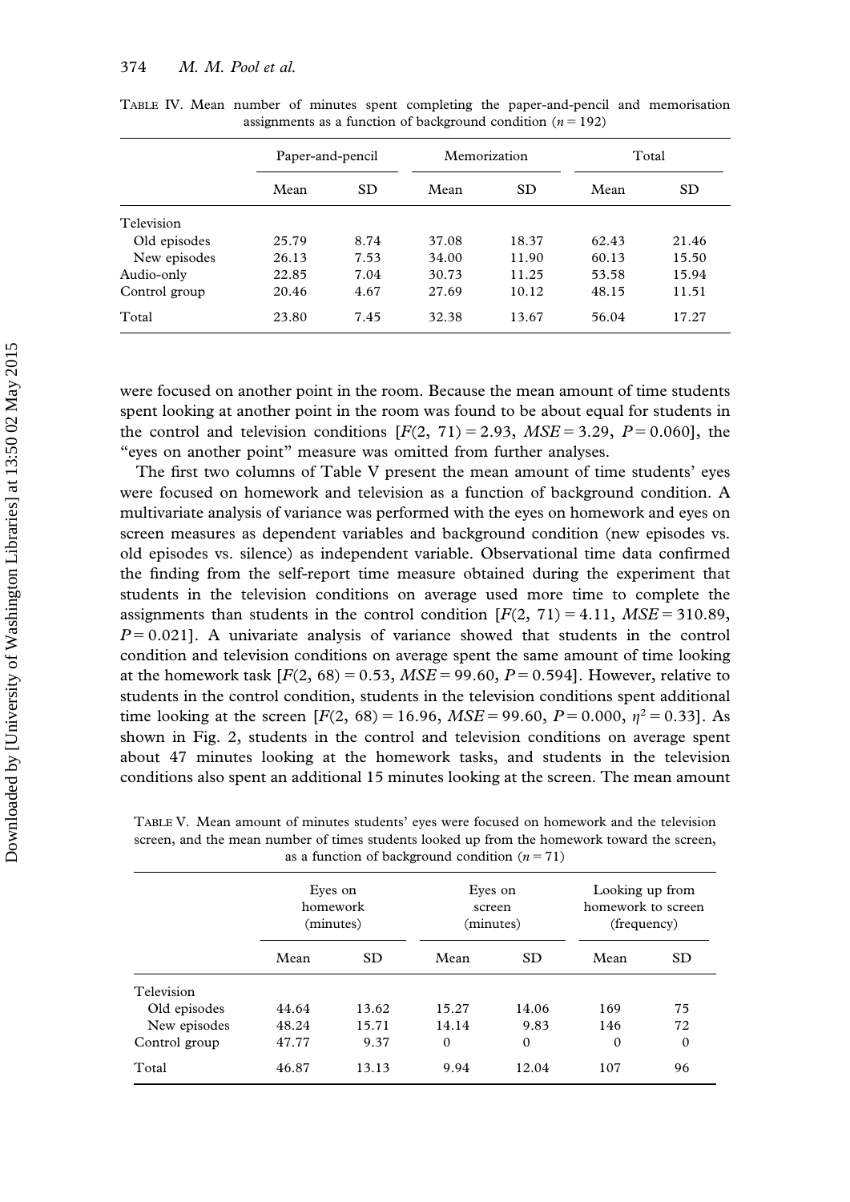TABLE IV. Mean number of minutes spent completing the paper-and-pencil and memorisation assignments as a function of background condition ($n = 192$)

| | Paper-and-pencil | | Memorization | | Total | |
|---|---|---|---|---|---|---|
| | Mean | SD | Mean | SD | Mean | SD |
| Television | | | | | | |
| Old episodes | 25.79 | 8.74 | 37.08 | 18.37 | 62.43 | 21.46 |
| New episodes | 26.13 | 7.53 | 34.00 | 11.90 | 60.13 | 15.50 |
| Audio-only | 22.85 | 7.04 | 30.73 | 11.25 | 53.58 | 15.94 |
| Control group | 20.46 | 4.67 | 27.69 | 10.12 | 48.15 | 11.51 |
| Total | 23.80 | 7.45 | 32.38 | 13.67 | 56.04 | 17.27 |

were focused on another point in the room. Because the mean amount of time students spent looking at another point in the room was found to be about equal for students in the control and television conditions [$F(2, 71) = 2.93$, $MSE = 3.29$, $P = 0.060$], the "eyes on another point" measure was omitted from further analyses.

The first two columns of Table V present the mean amount of time students' eyes were focused on homework and television as a function of background condition. A multivariate analysis of variance was performed with the eyes on homework and eyes on screen measures as dependent variables and background condition (new episodes vs. old episodes vs. silence) as independent variable. Observational time data confirmed the finding from the self-report time measure obtained during the experiment that students in the television conditions on average used more time to complete the assignments than students in the control condition [$F(2, 71) = 4.11$, $MSE = 310.89$, $P = 0.021$]. A univariate analysis of variance showed that students in the control condition and television conditions on average spent the same amount of time looking at the homework task [$F(2, 68) = 0.53$, $MSE = 99.60$, $P = 0.594$]. However, relative to students in the control condition, students in the television conditions spent additional time looking at the screen [$F(2, 68) = 16.96$, $MSE = 99.60$, $P = 0.000$, $\eta^2 = 0.33$]. As shown in Fig. 2, students in the control and television conditions on average spent about 47 minutes looking at the homework tasks, and students in the television conditions also spent an additional 15 minutes looking at the screen. The mean amount

TABLE V. Mean amount of minutes students' eyes were focused on homework and the television screen, and the mean number of times students looked up from the homework toward the screen, as a function of background condition ($n = 71$)

| | Eyes on homework (minutes) | | Eyes on screen (minutes) | | Looking up from homework to screen (frequency) | |
|---|---|---|---|---|---|---|
| | Mean | SD | Mean | SD | Mean | SD |
| Television | | | | | | |
| Old episodes | 44.64 | 13.62 | 15.27 | 14.06 | 169 | 75 |
| New episodes | 48.24 | 15.71 | 14.14 | 9.83 | 146 | 72 |
| Control group | 47.77 | 9.37 | 0 | 0 | 0 | 0 |
| Total | 46.87 | 13.13 | 9.94 | 12.04 | 107 | 96 |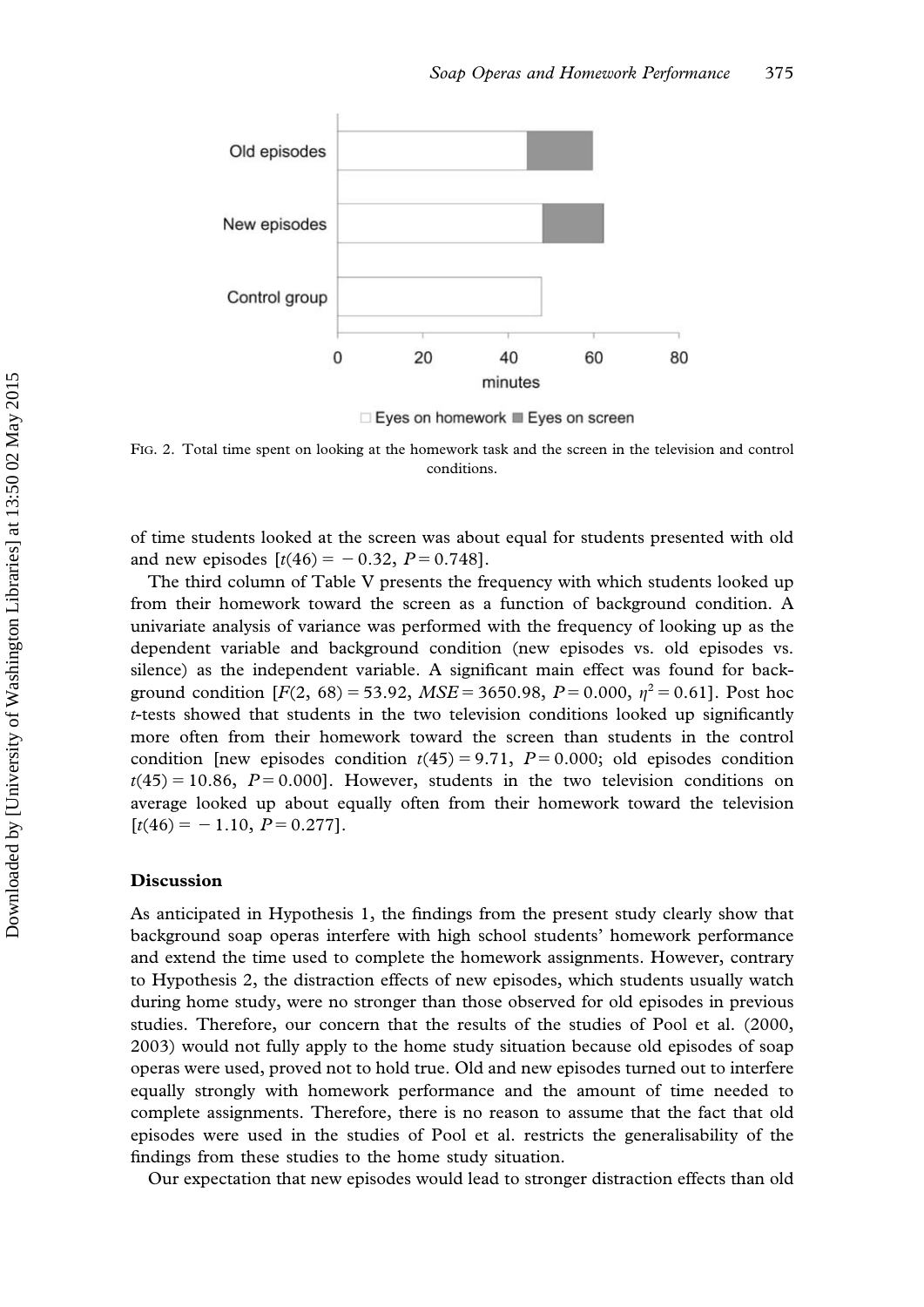FIG. 2. Total time spent on looking at the homework task and the screen in the television and control conditions.

of time students looked at the screen was about equal for students presented with old and new episodes [$t(46) = -0.32$, $P = 0.748$].

The third column of Table V presents the frequency with which students looked up from their homework toward the screen as a function of background condition. A univariate analysis of variance was performed with the frequency of looking up as the dependent variable and background condition (new episodes vs. old episodes vs. silence) as the independent variable. A significant main effect was found for background condition [$F(2, 68) = 53.92$, $MSE = 3650.98$, $P = 0.000$, $\eta^2 = 0.61$]. Post hoc *t*-tests showed that students in the two television conditions looked up significantly more often from their homework toward the screen than students in the control condition [new episodes condition $t(45) = 9.71$, $P = 0.000$; old episodes condition $t(45) = 10.86$, $P = 0.000$]. However, students in the two television conditions on average looked up about equally often from their homework toward the television [$t(46) = -1.10$, $P = 0.277$].

## Discussion

As anticipated in Hypothesis 1, the findings from the present study clearly show that background soap operas interfere with high school students' homework performance and extend the time used to complete the homework assignments. However, contrary to Hypothesis 2, the distraction effects of new episodes, which students usually watch during home study, were no stronger than those observed for old episodes in previous studies. Therefore, our concern that the results of the studies of Pool et al. (2000, 2003) would not fully apply to the home study situation because old episodes of soap operas were used, proved not to hold true. Old and new episodes turned out to interfere equally strongly with homework performance and the amount of time needed to complete assignments. Therefore, there is no reason to assume that the fact that old episodes were used in the studies of Pool et al. restricts the generalisability of the findings from these studies to the home study situation.

Our expectation that new episodes would lead to stronger distraction effects than old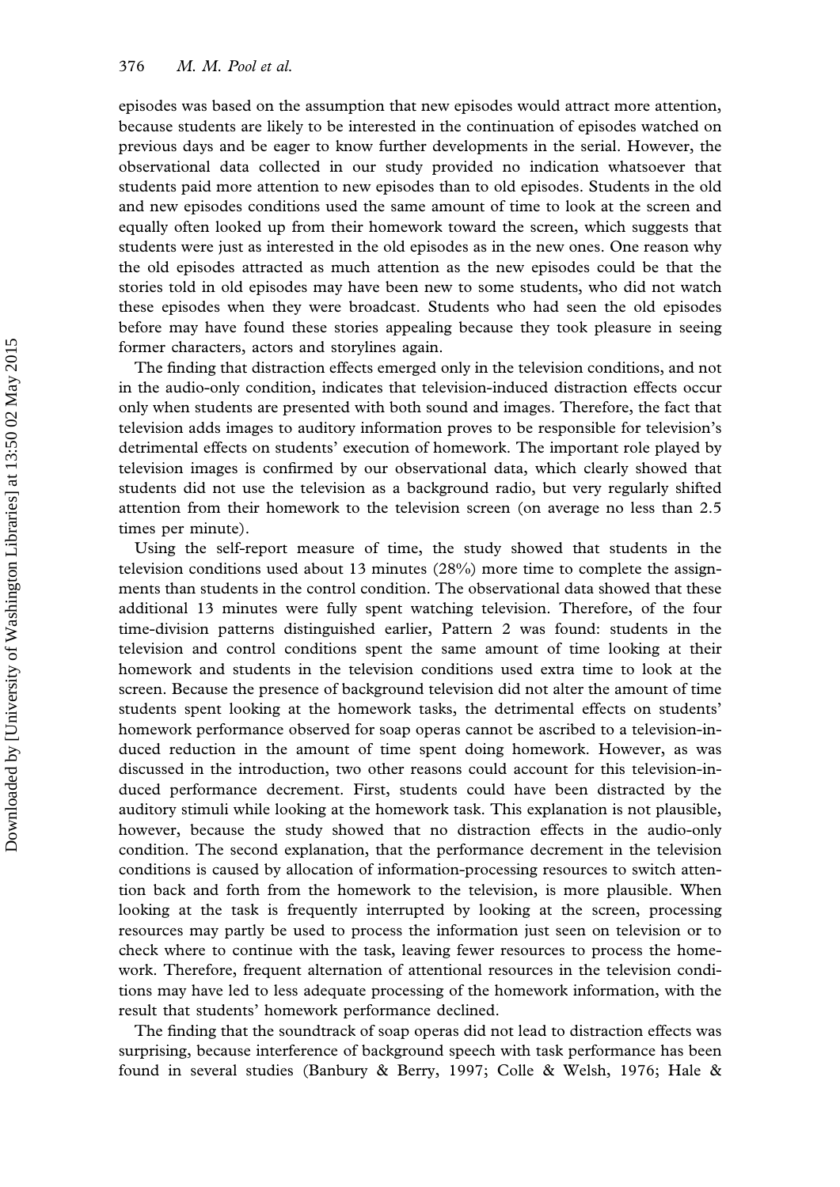episodes was based on the assumption that new episodes would attract more attention, because students are likely to be interested in the continuation of episodes watched on previous days and be eager to know further developments in the serial. However, the observational data collected in our study provided no indication whatsoever that students paid more attention to new episodes than to old episodes. Students in the old and new episodes conditions used the same amount of time to look at the screen and equally often looked up from their homework toward the screen, which suggests that students were just as interested in the old episodes as in the new ones. One reason why the old episodes attracted as much attention as the new episodes could be that the stories told in old episodes may have been new to some students, who did not watch these episodes when they were broadcast. Students who had seen the old episodes before may have found these stories appealing because they took pleasure in seeing former characters, actors and storylines again.

The finding that distraction effects emerged only in the television conditions, and not in the audio-only condition, indicates that television-induced distraction effects occur only when students are presented with both sound and images. Therefore, the fact that television adds images to auditory information proves to be responsible for television's detrimental effects on students' execution of homework. The important role played by television images is confirmed by our observational data, which clearly showed that students did not use the television as a background radio, but very regularly shifted attention from their homework to the television screen (on average no less than 2.5 times per minute).

Using the self-report measure of time, the study showed that students in the television conditions used about 13 minutes (28%) more time to complete the assignments than students in the control condition. The observational data showed that these additional 13 minutes were fully spent watching television. Therefore, of the four time-division patterns distinguished earlier, Pattern 2 was found: students in the television and control conditions spent the same amount of time looking at their homework and students in the television conditions used extra time to look at the screen. Because the presence of background television did not alter the amount of time students spent looking at the homework tasks, the detrimental effects on students' homework performance observed for soap operas cannot be ascribed to a television-induced reduction in the amount of time spent doing homework. However, as was discussed in the introduction, two other reasons could account for this television-induced performance decrement. First, students could have been distracted by the auditory stimuli while looking at the homework task. This explanation is not plausible, however, because the study showed that no distraction effects in the audio-only condition. The second explanation, that the performance decrement in the television conditions is caused by allocation of information-processing resources to switch attention back and forth from the homework to the television, is more plausible. When looking at the task is frequently interrupted by looking at the screen, processing resources may partly be used to process the information just seen on television or to check where to continue with the task, leaving fewer resources to process the homework. Therefore, frequent alternation of attentional resources in the television conditions may have led to less adequate processing of the homework information, with the result that students' homework performance declined.

The finding that the soundtrack of soap operas did not lead to distraction effects was surprising, because interference of background speech with task performance has been found in several studies (Banbury & Berry, 1997; Colle & Welsh, 1976; Hale &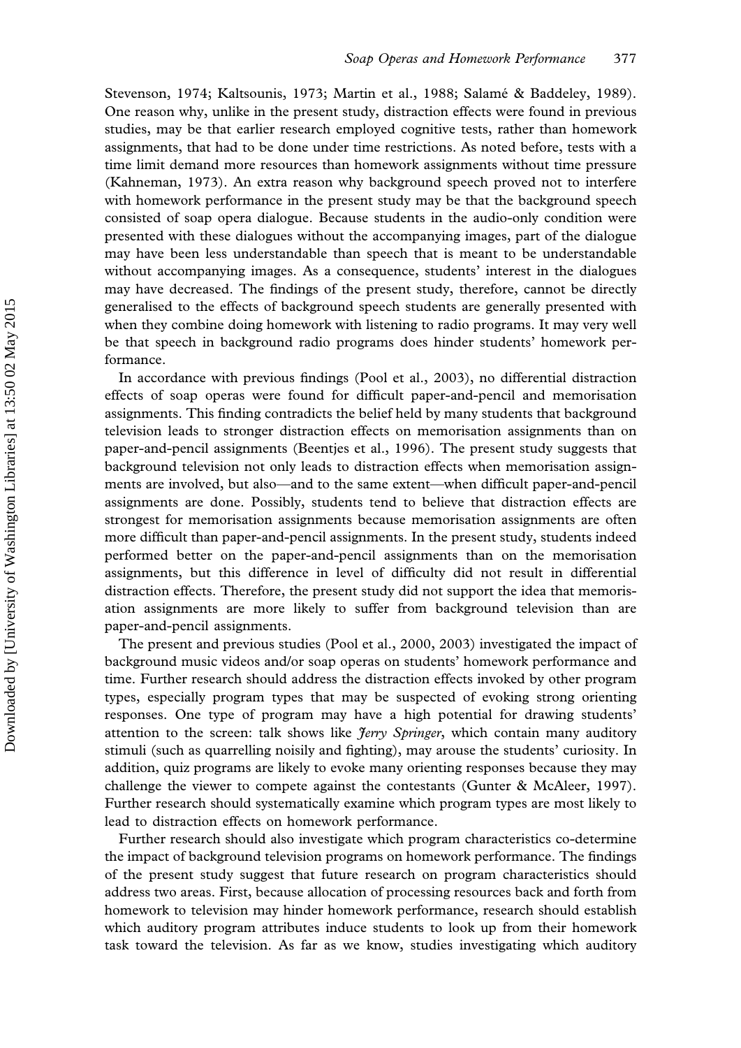Stevenson, 1974; Kaltsounis, 1973; Martin et al., 1988; Salamé & Baddeley, 1989). One reason why, unlike in the present study, distraction effects were found in previous studies, may be that earlier research employed cognitive tests, rather than homework assignments, that had to be done under time restrictions. As noted before, tests with a time limit demand more resources than homework assignments without time pressure (Kahneman, 1973). An extra reason why background speech proved not to interfere with homework performance in the present study may be that the background speech consisted of soap opera dialogue. Because students in the audio-only condition were presented with these dialogues without the accompanying images, part of the dialogue may have been less understandable than speech that is meant to be understandable without accompanying images. As a consequence, students' interest in the dialogues may have decreased. The findings of the present study, therefore, cannot be directly generalised to the effects of background speech students are generally presented with when they combine doing homework with listening to radio programs. It may very well be that speech in background radio programs does hinder students' homework performance.

In accordance with previous findings (Pool et al., 2003), no differential distraction effects of soap operas were found for difficult paper-and-pencil and memorisation assignments. This finding contradicts the belief held by many students that background television leads to stronger distraction effects on memorisation assignments than on paper-and-pencil assignments (Beentjes et al., 1996). The present study suggests that background television not only leads to distraction effects when memorisation assignments are involved, but also—and to the same extent—when difficult paper-and-pencil assignments are done. Possibly, students tend to believe that distraction effects are strongest for memorisation assignments because memorisation assignments are often more difficult than paper-and-pencil assignments. In the present study, students indeed performed better on the paper-and-pencil assignments than on the memorisation assignments, but this difference in level of difficulty did not result in differential distraction effects. Therefore, the present study did not support the idea that memorisation assignments are more likely to suffer from background television than are paper-and-pencil assignments.

The present and previous studies (Pool et al., 2000, 2003) investigated the impact of background music videos and/or soap operas on students' homework performance and time. Further research should address the distraction effects invoked by other program types, especially program types that may be suspected of evoking strong orienting responses. One type of program may have a high potential for drawing students' attention to the screen: talk shows like *Jerry Springer*, which contain many auditory stimuli (such as quarrelling noisily and fighting), may arouse the students' curiosity. In addition, quiz programs are likely to evoke many orienting responses because they may challenge the viewer to compete against the contestants (Gunter & McAleer, 1997). Further research should systematically examine which program types are most likely to lead to distraction effects on homework performance.

Further research should also investigate which program characteristics co-determine the impact of background television programs on homework performance. The findings of the present study suggest that future research on program characteristics should address two areas. First, because allocation of processing resources back and forth from homework to television may hinder homework performance, research should establish which auditory program attributes induce students to look up from their homework task toward the television. As far as we know, studies investigating which auditory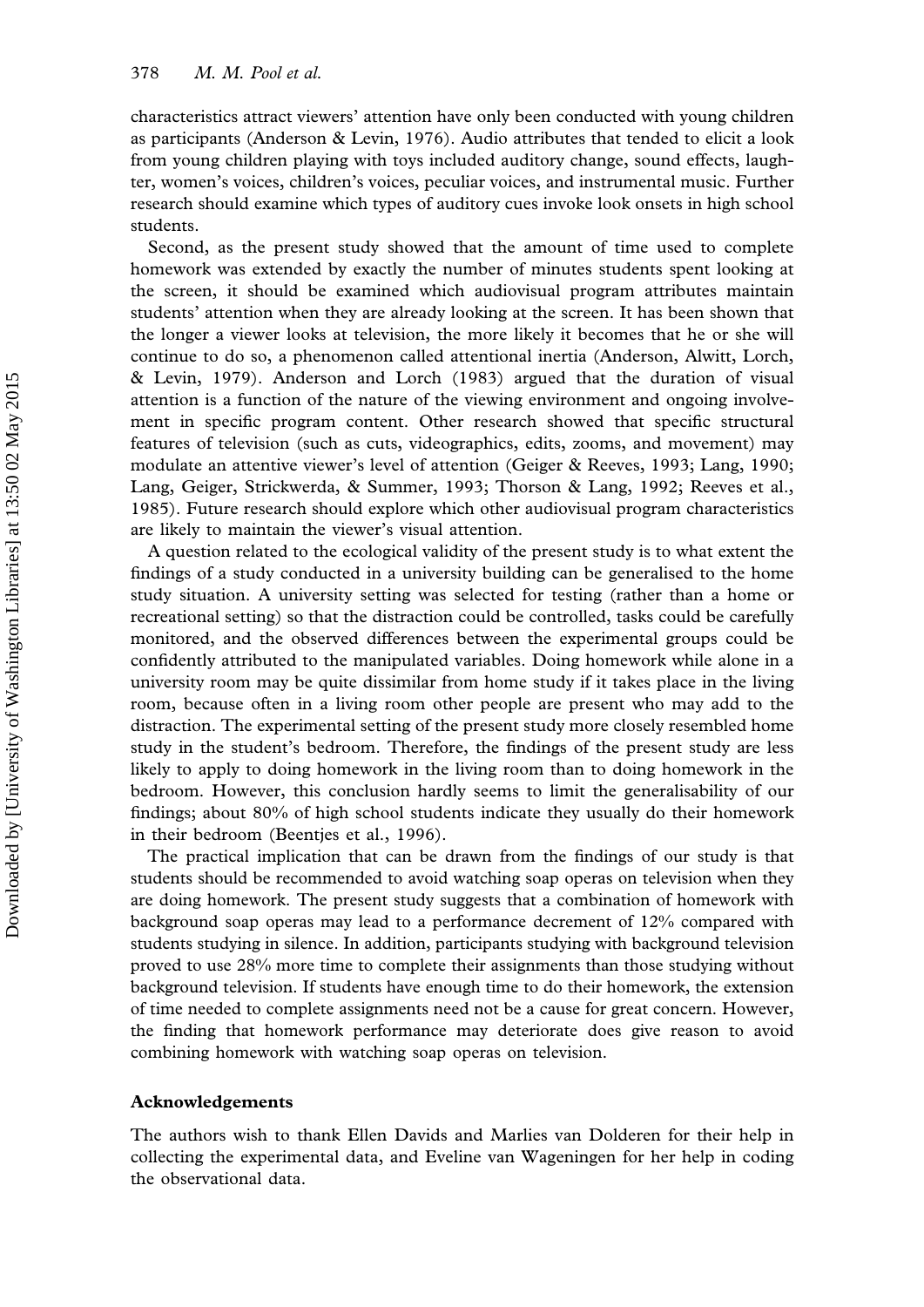characteristics attract viewers' attention have only been conducted with young children as participants (Anderson & Levin, 1976). Audio attributes that tended to elicit a look from young children playing with toys included auditory change, sound effects, laughter, women's voices, children's voices, peculiar voices, and instrumental music. Further research should examine which types of auditory cues invoke look onsets in high school students.

Second, as the present study showed that the amount of time used to complete homework was extended by exactly the number of minutes students spent looking at the screen, it should be examined which audiovisual program attributes maintain students' attention when they are already looking at the screen. It has been shown that the longer a viewer looks at television, the more likely it becomes that he or she will continue to do so, a phenomenon called attentional inertia (Anderson, Alwitt, Lorch, & Levin, 1979). Anderson and Lorch (1983) argued that the duration of visual attention is a function of the nature of the viewing environment and ongoing involvement in specific program content. Other research showed that specific structural features of television (such as cuts, videographics, edits, zooms, and movement) may modulate an attentive viewer's level of attention (Geiger & Reeves, 1993; Lang, 1990; Lang, Geiger, Strickwerda, & Summer, 1993; Thorson & Lang, 1992; Reeves et al., 1985). Future research should explore which other audiovisual program characteristics are likely to maintain the viewer's visual attention.

A question related to the ecological validity of the present study is to what extent the findings of a study conducted in a university building can be generalised to the home study situation. A university setting was selected for testing (rather than a home or recreational setting) so that the distraction could be controlled, tasks could be carefully monitored, and the observed differences between the experimental groups could be confidently attributed to the manipulated variables. Doing homework while alone in a university room may be quite dissimilar from home study if it takes place in the living room, because often in a living room other people are present who may add to the distraction. The experimental setting of the present study more closely resembled home study in the student's bedroom. Therefore, the findings of the present study are less likely to apply to doing homework in the living room than to doing homework in the bedroom. However, this conclusion hardly seems to limit the generalisability of our findings; about 80% of high school students indicate they usually do their homework in their bedroom (Beentjes et al., 1996).

The practical implication that can be drawn from the findings of our study is that students should be recommended to avoid watching soap operas on television when they are doing homework. The present study suggests that a combination of homework with background soap operas may lead to a performance decrement of 12% compared with students studying in silence. In addition, participants studying with background television proved to use 28% more time to complete their assignments than those studying without background television. If students have enough time to do their homework, the extension of time needed to complete assignments need not be a cause for great concern. However, the finding that homework performance may deteriorate does give reason to avoid combining homework with watching soap operas on television.

### Acknowledgements

The authors wish to thank Ellen Davids and Marlies van Dolderen for their help in collecting the experimental data, and Eveline van Wageningen for her help in coding the observational data.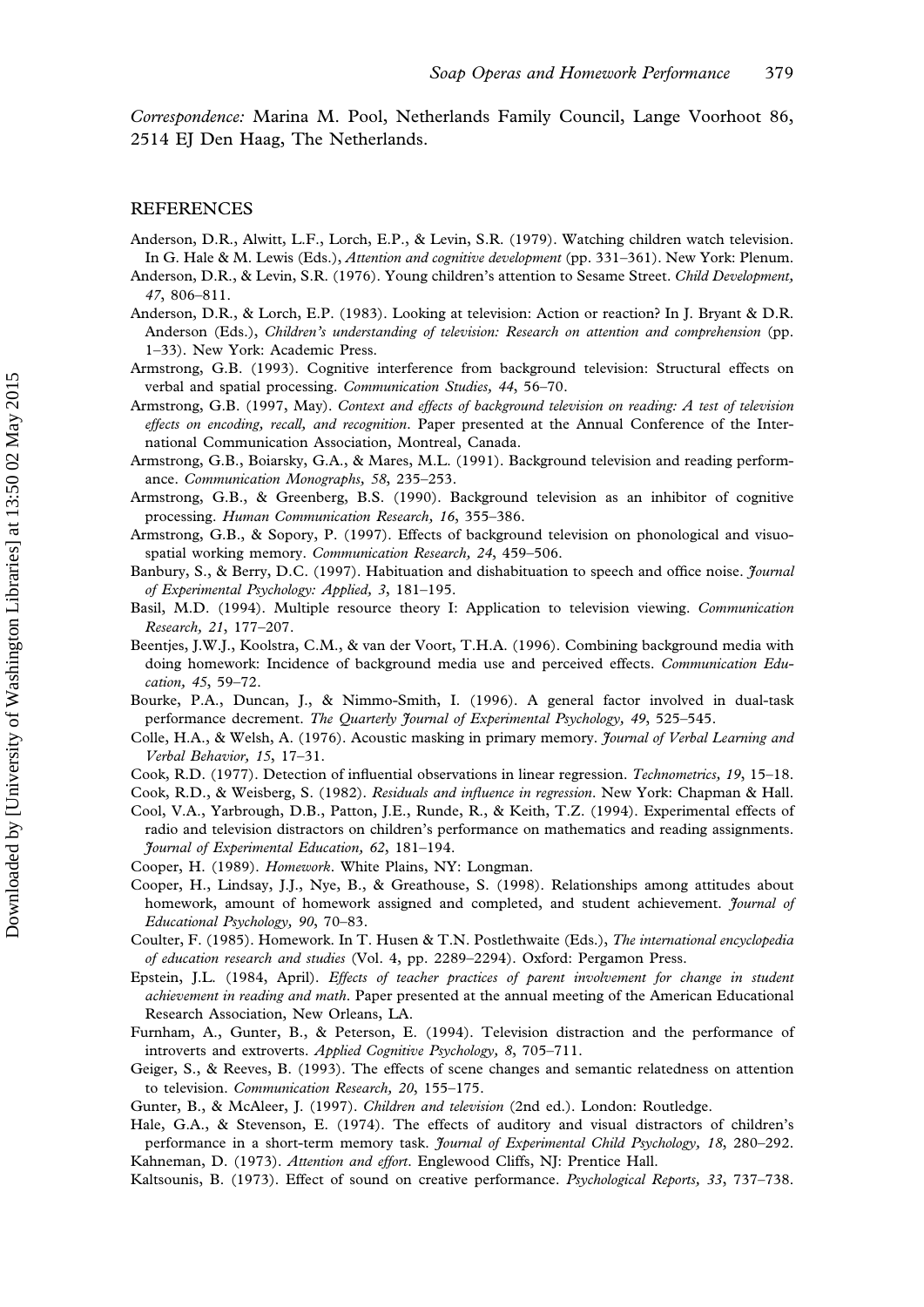*Correspondence:* Marina M. Pool, Netherlands Family Council, Lange Voorhoot 86, 2514 EJ Den Haag, The Netherlands.

## REFERENCES

Anderson, D.R., Alwitt, L.F., Lorch, E.P., & Levin, S.R. (1979). Watching children watch television. In G. Hale & M. Lewis (Eds.), *Attention and cognitive development* (pp. 331–361). New York: Plenum.

Anderson, D.R., & Levin, S.R. (1976). Young children's attention to Sesame Street. *Child Development, 47*, 806–811.

Anderson, D.R., & Lorch, E.P. (1983). Looking at television: Action or reaction? In J. Bryant & D.R. Anderson (Eds.), *Children's understanding of television: Research on attention and comprehension* (pp. 1–33). New York: Academic Press.

Armstrong, G.B. (1993). Cognitive interference from background television: Structural effects on verbal and spatial processing. *Communication Studies, 44*, 56–70.

Armstrong, G.B. (1997, May). *Context and effects of background television on reading: A test of television effects on encoding, recall, and recognition*. Paper presented at the Annual Conference of the International Communication Association, Montreal, Canada.

Armstrong, G.B., Boiarsky, G.A., & Mares, M.L. (1991). Background television and reading performance. *Communication Monographs, 58*, 235–253.

Armstrong, G.B., & Greenberg, B.S. (1990). Background television as an inhibitor of cognitive processing. *Human Communication Research, 16*, 355–386.

Armstrong, G.B., & Sopory, P. (1997). Effects of background television on phonological and visuo-spatial working memory. *Communication Research, 24*, 459–506.

Banbury, S., & Berry, D.C. (1997). Habituation and dishabituation to speech and office noise. *Journal of Experimental Psychology: Applied, 3*, 181–195.

Basil, M.D. (1994). Multiple resource theory I: Application to television viewing. *Communication Research, 21*, 177–207.

Beentjes, J.W.J., Koolstra, C.M., & van der Voort, T.H.A. (1996). Combining background media with doing homework: Incidence of background media use and perceived effects. *Communication Education, 45*, 59–72.

Bourke, P.A., Duncan, J., & Nimmo-Smith, I. (1996). A general factor involved in dual-task performance decrement. *The Quarterly Journal of Experimental Psychology, 49*, 525–545.

Colle, H.A., & Welsh, A. (1976). Acoustic masking in primary memory. *Journal of Verbal Learning and Verbal Behavior, 15*, 17–31.

Cook, R.D. (1977). Detection of influential observations in linear regression. *Technometrics, 19*, 15–18.

Cook, R.D., & Weisberg, S. (1982). *Residuals and influence in regression*. New York: Chapman & Hall.

Cool, V.A., Yarbrough, D.B., Patton, J.E., Runde, R., & Keith, T.Z. (1994). Experimental effects of radio and television distractors on children's performance on mathematics and reading assignments. *Journal of Experimental Education, 62*, 181–194.

Cooper, H. (1989). *Homework*. White Plains, NY: Longman.

Cooper, H., Lindsay, J.J., Nye, B., & Greathouse, S. (1998). Relationships among attitudes about homework, amount of homework assigned and completed, and student achievement. *Journal of Educational Psychology, 90*, 70–83.

Coulter, F. (1985). Homework. In T. Husen & T.N. Postlethwaite (Eds.), *The international encyclopedia of education research and studies* (Vol. 4, pp. 2289–2294). Oxford: Pergamon Press.

Epstein, J.L. (1984, April). *Effects of teacher practices of parent involvement for change in student achievement in reading and math*. Paper presented at the annual meeting of the American Educational Research Association, New Orleans, LA.

Furnham, A., Gunter, B., & Peterson, E. (1994). Television distraction and the performance of introverts and extroverts. *Applied Cognitive Psychology, 8*, 705–711.

Geiger, S., & Reeves, B. (1993). The effects of scene changes and semantic relatedness on attention to television. *Communication Research, 20*, 155–175.

Gunter, B., & McAleer, J. (1997). *Children and television* (2nd ed.). London: Routledge.

Hale, G.A., & Stevenson, E. (1974). The effects of auditory and visual distractors of children's performance in a short-term memory task. *Journal of Experimental Child Psychology, 18*, 280–292.

Kahneman, D. (1973). *Attention and effort*. Englewood Cliffs, NJ: Prentice Hall.

Kaltsounis, B. (1973). Effect of sound on creative performance. *Psychological Reports, 33*, 737–738.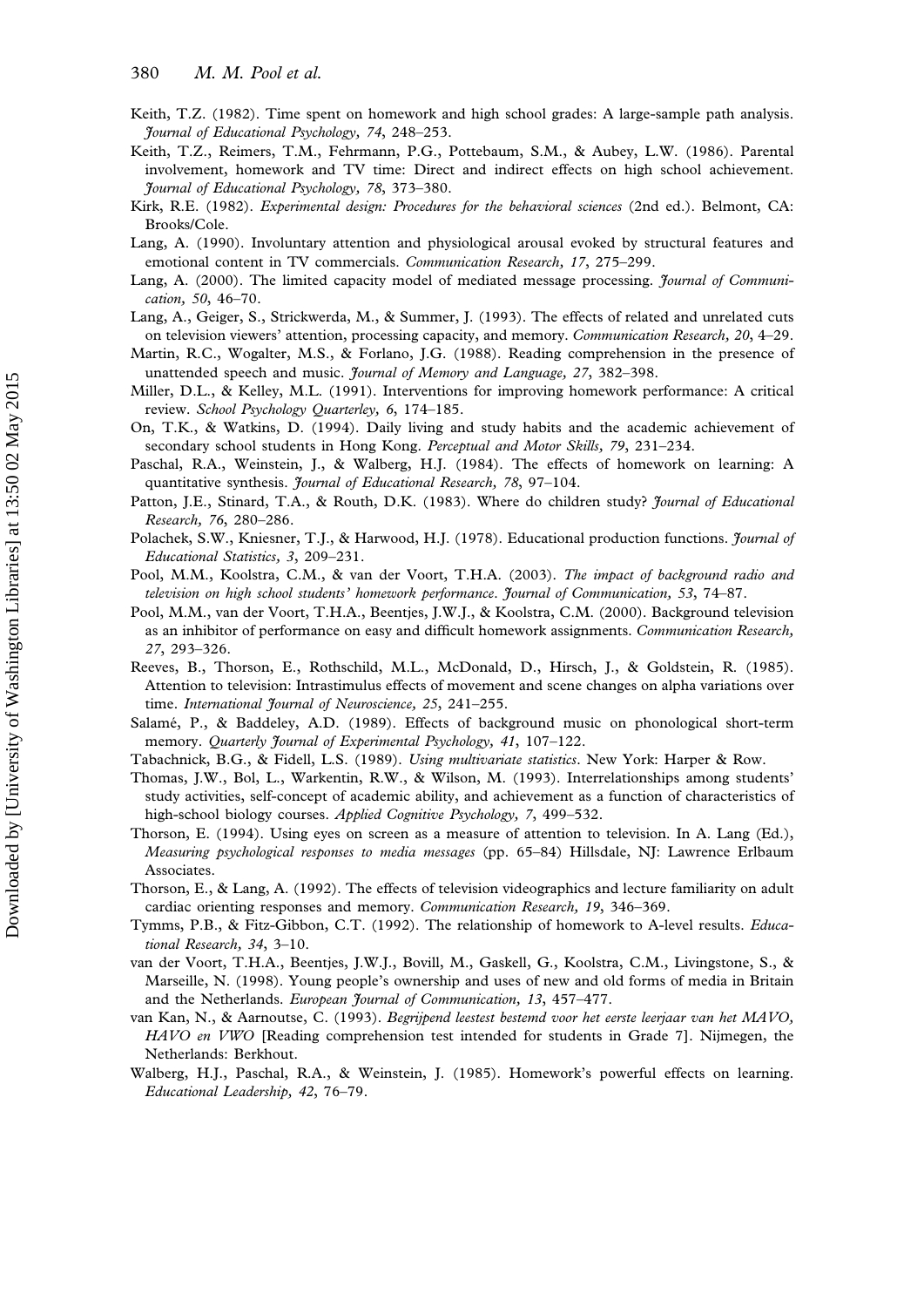Keith, T.Z. (1982). Time spent on homework and high school grades: A large-sample path analysis. *Journal of Educational Psychology, 74*, 248–253.

Keith, T.Z., Reimers, T.M., Fehrmann, P.G., Pottebaum, S.M., & Aubey, L.W. (1986). Parental involvement, homework and TV time: Direct and indirect effects on high school achievement. *Journal of Educational Psychology, 78*, 373–380.

Kirk, R.E. (1982). *Experimental design: Procedures for the behavioral sciences* (2nd ed.). Belmont, CA: Brooks/Cole.

Lang, A. (1990). Involuntary attention and physiological arousal evoked by structural features and emotional content in TV commercials. *Communication Research, 17*, 275–299.

Lang, A. (2000). The limited capacity model of mediated message processing. *Journal of Communication, 50*, 46–70.

Lang, A., Geiger, S., Strickwerda, M., & Summer, J. (1993). The effects of related and unrelated cuts on television viewers' attention, processing capacity, and memory. *Communication Research, 20*, 4–29.

Martin, R.C., Wogalter, M.S., & Forlano, J.G. (1988). Reading comprehension in the presence of unattended speech and music. *Journal of Memory and Language, 27*, 382–398.

Miller, D.L., & Kelley, M.L. (1991). Interventions for improving homework performance: A critical review. *School Psychology Quarterley, 6*, 174–185.

On, T.K., & Watkins, D. (1994). Daily living and study habits and the academic achievement of secondary school students in Hong Kong. *Perceptual and Motor Skills, 79*, 231–234.

Paschal, R.A., Weinstein, J., & Walberg, H.J. (1984). The effects of homework on learning: A quantitative synthesis. *Journal of Educational Research, 78*, 97–104.

Patton, J.E., Stinard, T.A., & Routh, D.K. (1983). Where do children study? *Journal of Educational Research, 76*, 280–286.

Polachek, S.W., Kniesner, T.J., & Harwood, H.J. (1978). Educational production functions. *Journal of Educational Statistics, 3*, 209–231.

Pool, M.M., Koolstra, C.M., & van der Voort, T.H.A. (2003). *The impact of background radio and television on high school students' homework performance*. *Journal of Communication, 53*, 74–87.

Pool, M.M., van der Voort, T.H.A., Beentjes, J.W.J., & Koolstra, C.M. (2000). Background television as an inhibitor of performance on easy and difficult homework assignments. *Communication Research, 27*, 293–326.

Reeves, B., Thorson, E., Rothschild, M.L., McDonald, D., Hirsch, J., & Goldstein, R. (1985). Attention to television: Intrastimulus effects of movement and scene changes on alpha variations over time. *International Journal of Neuroscience, 25*, 241–255.

Salamé, P., & Baddeley, A.D. (1989). Effects of background music on phonological short-term memory. *Quarterly Journal of Experimental Psychology, 41*, 107–122.

Tabachnick, B.G., & Fidell, L.S. (1989). *Using multivariate statistics*. New York: Harper & Row.

Thomas, J.W., Bol, L., Warkentin, R.W., & Wilson, M. (1993). Interrelationships among students' study activities, self-concept of academic ability, and achievement as a function of characteristics of high-school biology courses. *Applied Cognitive Psychology, 7*, 499–532.

Thorson, E. (1994). Using eyes on screen as a measure of attention to television. In A. Lang (Ed.), *Measuring psychological responses to media messages* (pp. 65–84) Hillsdale, NJ: Lawrence Erlbaum Associates.

Thorson, E., & Lang, A. (1992). The effects of television videographics and lecture familiarity on adult cardiac orienting responses and memory. *Communication Research, 19*, 346–369.

Tymms, P.B., & Fitz-Gibbon, C.T. (1992). The relationship of homework to A-level results. *Educational Research, 34*, 3–10.

van der Voort, T.H.A., Beentjes, J.W.J., Bovill, M., Gaskell, G., Koolstra, C.M., Livingstone, S., & Marseille, N. (1998). Young people's ownership and uses of new and old forms of media in Britain and the Netherlands. *European Journal of Communication, 13*, 457–477.

van Kan, N., & Aarnoutse, C. (1993). *Begrijpend leestest bestemd voor het eerste leerjaar van het MAVO, HAVO en VWO* [Reading comprehension test intended for students in Grade 7]. Nijmegen, the Netherlands: Berkhout.

Walberg, H.J., Paschal, R.A., & Weinstein, J. (1985). Homework's powerful effects on learning. *Educational Leadership, 42*, 76–79.